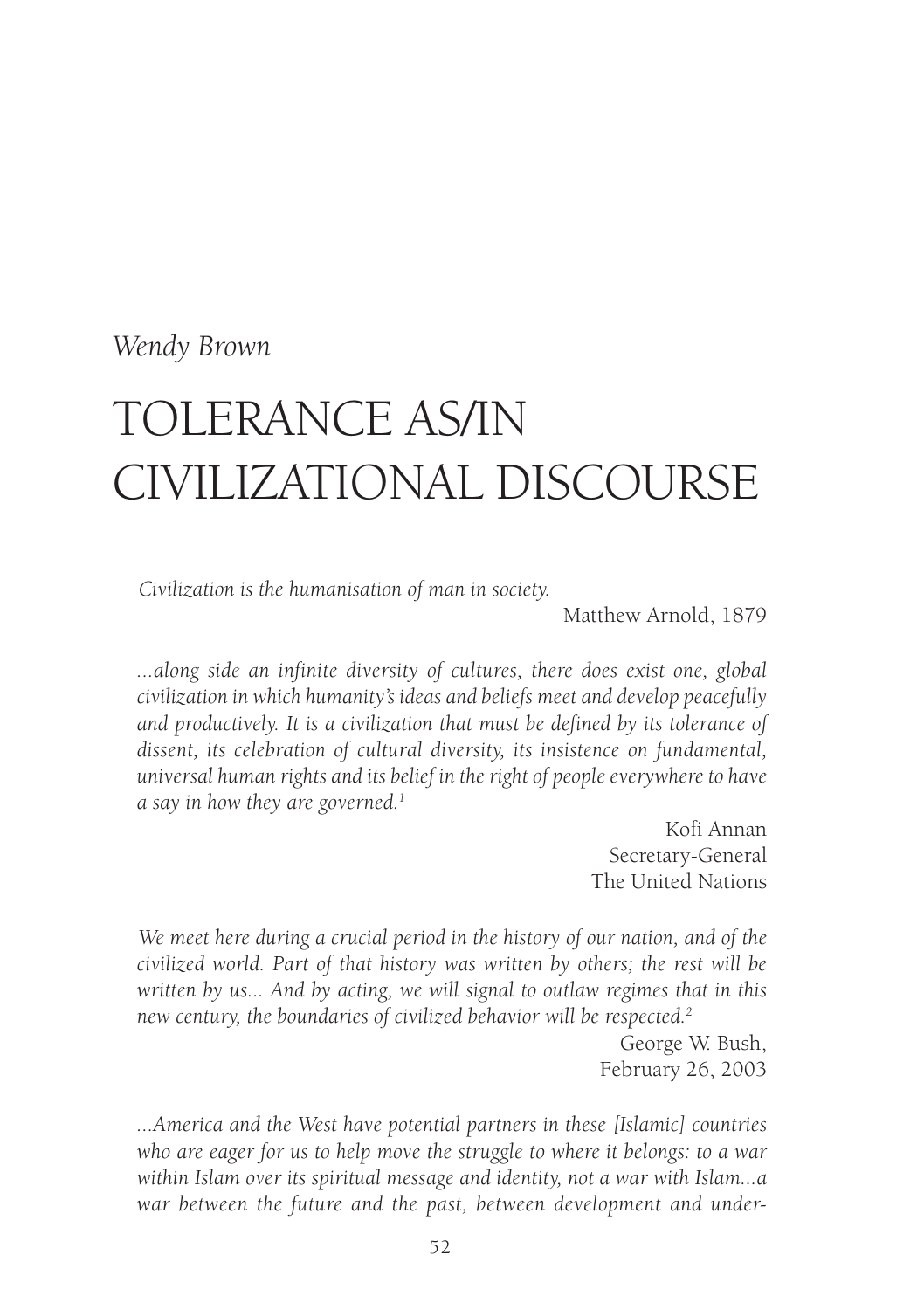*Wendy Brown*

# TOLERANCE AS/IN CIVILIZATIONAL DISCOURSE

> *Civilization is the humanisation of man in society.*
>
> Matthew Arnold, 1879

> *...along side an infinite diversity of cultures, there does exist one, global civilization in which humanity's ideas and beliefs meet and develop peacefully and productively. It is a civilization that must be defined by its tolerance of dissent, its celebration of cultural diversity, its insistence on fundamental, universal human rights and its belief in the right of people everywhere to have a say in how they are governed.*[1]
>
> Kofi Annan
> Secretary-General
> The United Nations

> *We meet here during a crucial period in the history of our nation, and of the civilized world. Part of that history was written by others; the rest will be written by us... And by acting, we will signal to outlaw regimes that in this new century, the boundaries of civilized behavior will be respected.*[2]
>
> George W. Bush,
> February 26, 2003

> *...America and the West have potential partners in these [Islamic] countries who are eager for us to help move the struggle to where it belongs: to a war within Islam over its spiritual message and identity, not a war with Islam...a war between the future and the past, between development and under-*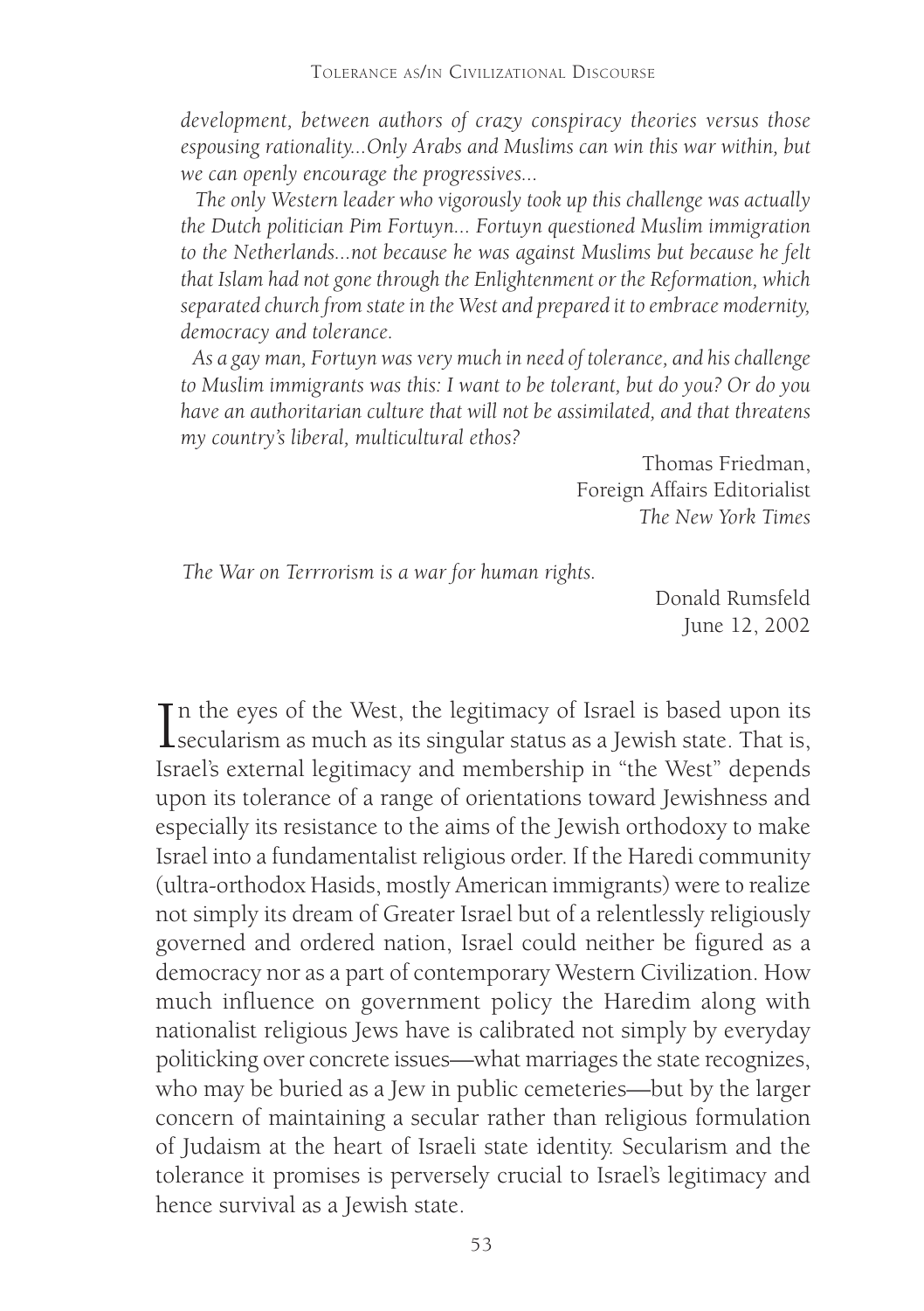*development, between authors of crazy conspiracy theories versus those espousing rationality...Only Arabs and Muslims can win this war within, but we can openly encourage the progressives...*

*The only Western leader who vigorously took up this challenge was actually the Dutch politician Pim Fortuyn... Fortuyn questioned Muslim immigration to the Netherlands...not because he was against Muslims but because he felt that Islam had not gone through the Enlightenment or the Reformation, which separated church from state in the West and prepared it to embrace modernity, democracy and tolerance.*

*As a gay man, Fortuyn was very much in need of tolerance, and his challenge to Muslim immigrants was this: I want to be tolerant, but do you? Or do you have an authoritarian culture that will not be assimilated, and that threatens my country's liberal, multicultural ethos?*

Thomas Friedman,
Foreign Affairs Editorialist
*The New York Times*

*The War on Terrrorism is a war for human rights.*

Donald Rumsfeld
June 12, 2002

In the eyes of the West, the legitimacy of Israel is based upon its secularism as much as its singular status as a Jewish state. That is, Israel's external legitimacy and membership in "the West" depends upon its tolerance of a range of orientations toward Jewishness and especially its resistance to the aims of the Jewish orthodoxy to make Israel into a fundamentalist religious order. If the Haredi community (ultra-orthodox Hasids, mostly American immigrants) were to realize not simply its dream of Greater Israel but of a relentlessly religiously governed and ordered nation, Israel could neither be figured as a democracy nor as a part of contemporary Western Civilization. How much influence on government policy the Haredim along with nationalist religious Jews have is calibrated not simply by everyday politicking over concrete issues—what marriages the state recognizes, who may be buried as a Jew in public cemeteries—but by the larger concern of maintaining a secular rather than religious formulation of Judaism at the heart of Israeli state identity. Secularism and the tolerance it promises is perversely crucial to Israel's legitimacy and hence survival as a Jewish state.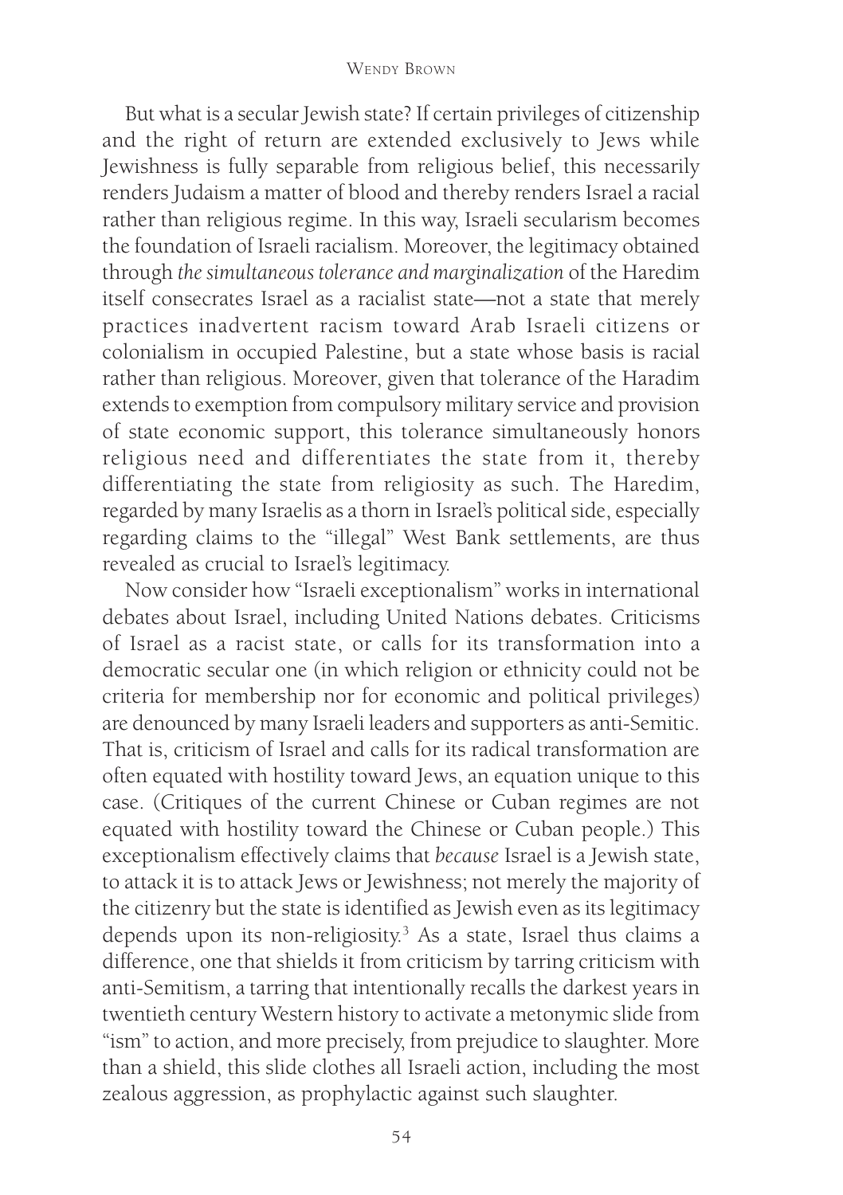But what is a secular Jewish state? If certain privileges of citizenship and the right of return are extended exclusively to Jews while Jewishness is fully separable from religious belief, this necessarily renders Judaism a matter of blood and thereby renders Israel a racial rather than religious regime. In this way, Israeli secularism becomes the foundation of Israeli racialism. Moreover, the legitimacy obtained through *the simultaneous tolerance and marginalization* of the Haredim itself consecrates Israel as a racialist state—not a state that merely practices inadvertent racism toward Arab Israeli citizens or colonialism in occupied Palestine, but a state whose basis is racial rather than religious. Moreover, given that tolerance of the Haradim extends to exemption from compulsory military service and provision of state economic support, this tolerance simultaneously honors religious need and differentiates the state from it, thereby differentiating the state from religiosity as such. The Haredim, regarded by many Israelis as a thorn in Israel's political side, especially regarding claims to the "illegal" West Bank settlements, are thus revealed as crucial to Israel's legitimacy.

Now consider how "Israeli exceptionalism" works in international debates about Israel, including United Nations debates. Criticisms of Israel as a racist state, or calls for its transformation into a democratic secular one (in which religion or ethnicity could not be criteria for membership nor for economic and political privileges) are denounced by many Israeli leaders and supporters as anti-Semitic. That is, criticism of Israel and calls for its radical transformation are often equated with hostility toward Jews, an equation unique to this case. (Critiques of the current Chinese or Cuban regimes are not equated with hostility toward the Chinese or Cuban people.) This exceptionalism effectively claims that *because* Israel is a Jewish state, to attack it is to attack Jews or Jewishness; not merely the majority of the citizenry but the state is identified as Jewish even as its legitimacy depends upon its non-religiosity.[3] As a state, Israel thus claims a difference, one that shields it from criticism by tarring criticism with anti-Semitism, a tarring that intentionally recalls the darkest years in twentieth century Western history to activate a metonymic slide from "ism" to action, and more precisely, from prejudice to slaughter. More than a shield, this slide clothes all Israeli action, including the most zealous aggression, as prophylactic against such slaughter.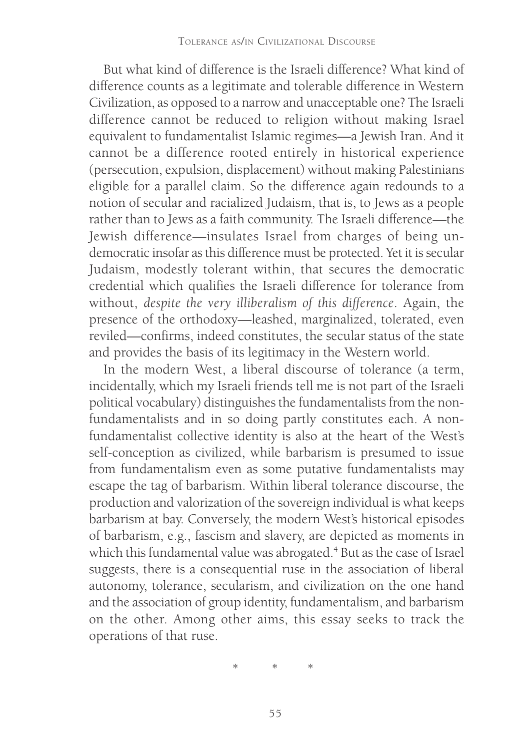But what kind of difference is the Israeli difference? What kind of difference counts as a legitimate and tolerable difference in Western Civilization, as opposed to a narrow and unacceptable one? The Israeli difference cannot be reduced to religion without making Israel equivalent to fundamentalist Islamic regimes—a Jewish Iran. And it cannot be a difference rooted entirely in historical experience (persecution, expulsion, displacement) without making Palestinians eligible for a parallel claim. So the difference again redounds to a notion of secular and racialized Judaism, that is, to Jews as a people rather than to Jews as a faith community. The Israeli difference—the Jewish difference—insulates Israel from charges of being undemocratic insofar as this difference must be protected. Yet it is secular Judaism, modestly tolerant within, that secures the democratic credential which qualifies the Israeli difference for tolerance from without, *despite the very illiberalism of this difference*. Again, the presence of the orthodoxy—leashed, marginalized, tolerated, even reviled—confirms, indeed constitutes, the secular status of the state and provides the basis of its legitimacy in the Western world.

In the modern West, a liberal discourse of tolerance (a term, incidentally, which my Israeli friends tell me is not part of the Israeli political vocabulary) distinguishes the fundamentalists from the non-fundamentalists and in so doing partly constitutes each. A non-fundamentalist collective identity is also at the heart of the West's self-conception as civilized, while barbarism is presumed to issue from fundamentalism even as some putative fundamentalists may escape the tag of barbarism. Within liberal tolerance discourse, the production and valorization of the sovereign individual is what keeps barbarism at bay. Conversely, the modern West's historical episodes of barbarism, e.g., fascism and slavery, are depicted as moments in which this fundamental value was abrogated.[4] But as the case of Israel suggests, there is a consequential ruse in the association of liberal autonomy, tolerance, secularism, and civilization on the one hand and the association of group identity, fundamentalism, and barbarism on the other. Among other aims, this essay seeks to track the operations of that ruse.

\*   \*   \*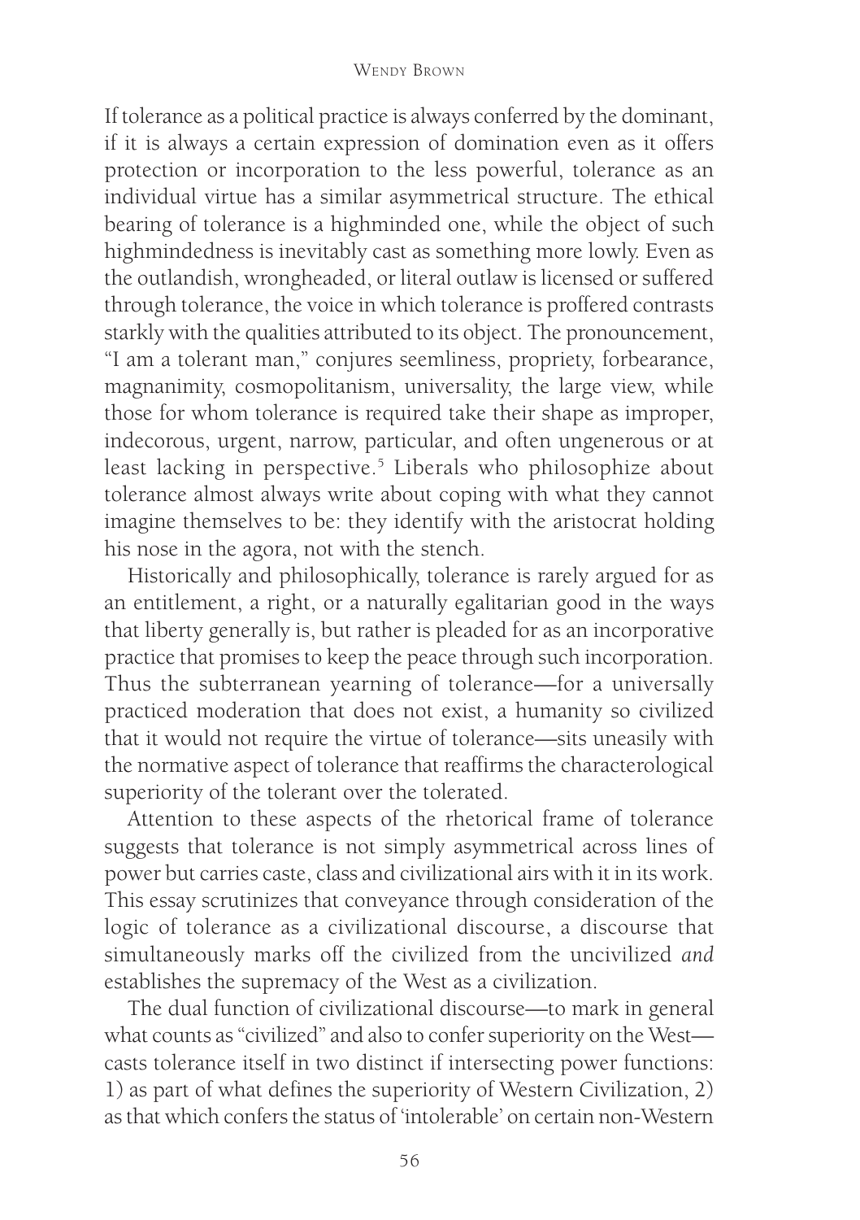If tolerance as a political practice is always conferred by the dominant, if it is always a certain expression of domination even as it offers protection or incorporation to the less powerful, tolerance as an individual virtue has a similar asymmetrical structure. The ethical bearing of tolerance is a highminded one, while the object of such highmindedness is inevitably cast as something more lowly. Even as the outlandish, wrongheaded, or literal outlaw is licensed or suffered through tolerance, the voice in which tolerance is proffered contrasts starkly with the qualities attributed to its object. The pronouncement, "I am a tolerant man," conjures seemliness, propriety, forbearance, magnanimity, cosmopolitanism, universality, the large view, while those for whom tolerance is required take their shape as improper, indecorous, urgent, narrow, particular, and often ungenerous or at least lacking in perspective.[5] Liberals who philosophize about tolerance almost always write about coping with what they cannot imagine themselves to be: they identify with the aristocrat holding his nose in the agora, not with the stench.

Historically and philosophically, tolerance is rarely argued for as an entitlement, a right, or a naturally egalitarian good in the ways that liberty generally is, but rather is pleaded for as an incorporative practice that promises to keep the peace through such incorporation. Thus the subterranean yearning of tolerance—for a universally practiced moderation that does not exist, a humanity so civilized that it would not require the virtue of tolerance—sits uneasily with the normative aspect of tolerance that reaffirms the characterological superiority of the tolerant over the tolerated.

Attention to these aspects of the rhetorical frame of tolerance suggests that tolerance is not simply asymmetrical across lines of power but carries caste, class and civilizational airs with it in its work. This essay scrutinizes that conveyance through consideration of the logic of tolerance as a civilizational discourse, a discourse that simultaneously marks off the civilized from the uncivilized *and* establishes the supremacy of the West as a civilization.

The dual function of civilizational discourse—to mark in general what counts as "civilized" and also to confer superiority on the West—casts tolerance itself in two distinct if intersecting power functions: 1) as part of what defines the superiority of Western Civilization, 2) as that which confers the status of 'intolerable' on certain non-Western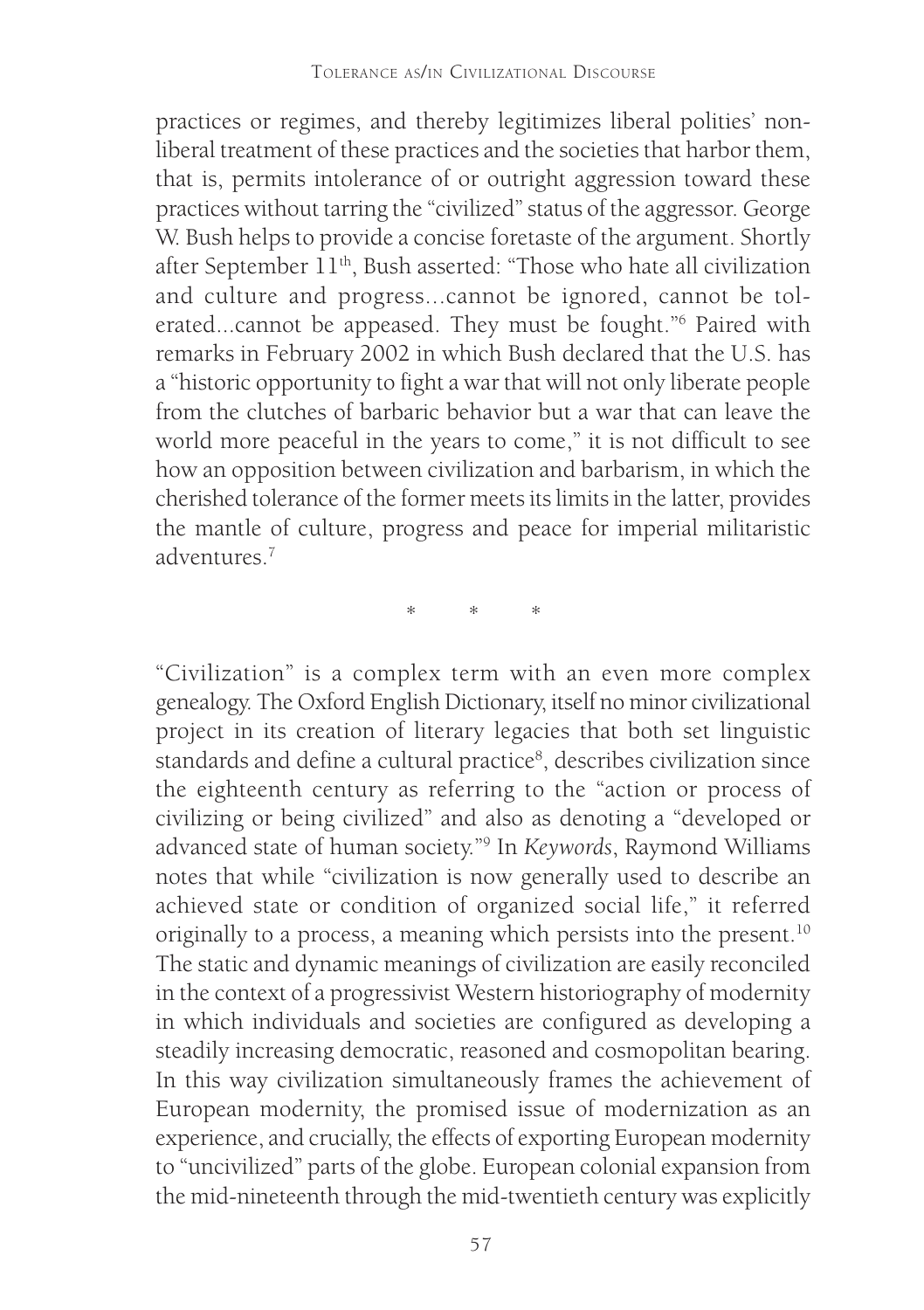practices or regimes, and thereby legitimizes liberal polities' non-liberal treatment of these practices and the societies that harbor them, that is, permits intolerance of or outright aggression toward these practices without tarring the "civilized" status of the aggressor. George W. Bush helps to provide a concise foretaste of the argument. Shortly after September 11th, Bush asserted: "Those who hate all civilization and culture and progress...cannot be ignored, cannot be tolerated...cannot be appeased. They must be fought."[6] Paired with remarks in February 2002 in which Bush declared that the U.S. has a "historic opportunity to fight a war that will not only liberate people from the clutches of barbaric behavior but a war that can leave the world more peaceful in the years to come," it is not difficult to see how an opposition between civilization and barbarism, in which the cherished tolerance of the former meets its limits in the latter, provides the mantle of culture, progress and peace for imperial militaristic adventures.[7]

\* \* \*

"Civilization" is a complex term with an even more complex genealogy. The Oxford English Dictionary, itself no minor civilizational project in its creation of literary legacies that both set linguistic standards and define a cultural practice[8], describes civilization since the eighteenth century as referring to the "action or process of civilizing or being civilized" and also as denoting a "developed or advanced state of human society."[9] In *Keywords*, Raymond Williams notes that while "civilization is now generally used to describe an achieved state or condition of organized social life," it referred originally to a process, a meaning which persists into the present.[10] The static and dynamic meanings of civilization are easily reconciled in the context of a progressivist Western historiography of modernity in which individuals and societies are configured as developing a steadily increasing democratic, reasoned and cosmopolitan bearing. In this way civilization simultaneously frames the achievement of European modernity, the promised issue of modernization as an experience, and crucially, the effects of exporting European modernity to "uncivilized" parts of the globe. European colonial expansion from the mid-nineteenth through the mid-twentieth century was explicitly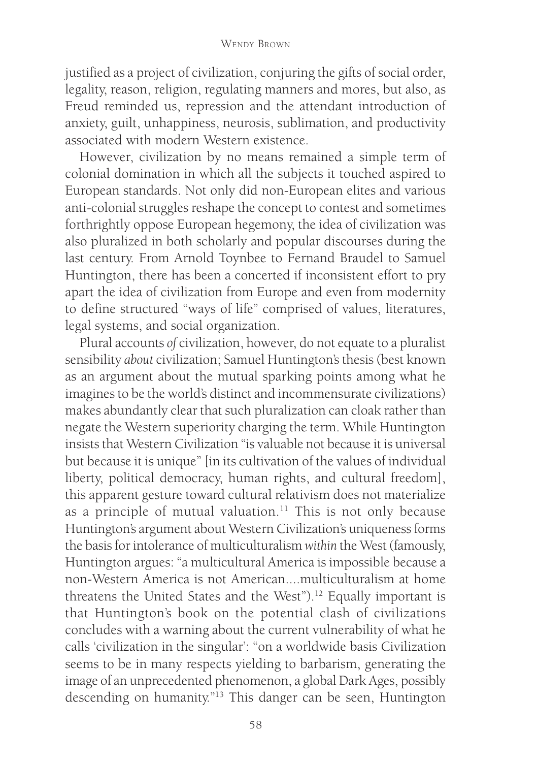justified as a project of civilization, conjuring the gifts of social order, legality, reason, religion, regulating manners and mores, but also, as Freud reminded us, repression and the attendant introduction of anxiety, guilt, unhappiness, neurosis, sublimation, and productivity associated with modern Western existence.

However, civilization by no means remained a simple term of colonial domination in which all the subjects it touched aspired to European standards. Not only did non-European elites and various anti-colonial struggles reshape the concept to contest and sometimes forthrightly oppose European hegemony, the idea of civilization was also pluralized in both scholarly and popular discourses during the last century. From Arnold Toynbee to Fernand Braudel to Samuel Huntington, there has been a concerted if inconsistent effort to pry apart the idea of civilization from Europe and even from modernity to define structured "ways of life" comprised of values, literatures, legal systems, and social organization.

Plural accounts *of* civilization, however, do not equate to a pluralist sensibility *about* civilization; Samuel Huntington's thesis (best known as an argument about the mutual sparking points among what he imagines to be the world's distinct and incommensurate civilizations) makes abundantly clear that such pluralization can cloak rather than negate the Western superiority charging the term. While Huntington insists that Western Civilization "is valuable not because it is universal but because it is unique" [in its cultivation of the values of individual liberty, political democracy, human rights, and cultural freedom], this apparent gesture toward cultural relativism does not materialize as a principle of mutual valuation.[11] This is not only because Huntington's argument about Western Civilization's uniqueness forms the basis for intolerance of multiculturalism *within* the West (famously, Huntington argues: "a multicultural America is impossible because a non-Western America is not American....multiculturalism at home threatens the United States and the West").[12] Equally important is that Huntington's book on the potential clash of civilizations concludes with a warning about the current vulnerability of what he calls 'civilization in the singular': "on a worldwide basis Civilization seems to be in many respects yielding to barbarism, generating the image of an unprecedented phenomenon, a global Dark Ages, possibly descending on humanity."[13] This danger can be seen, Huntington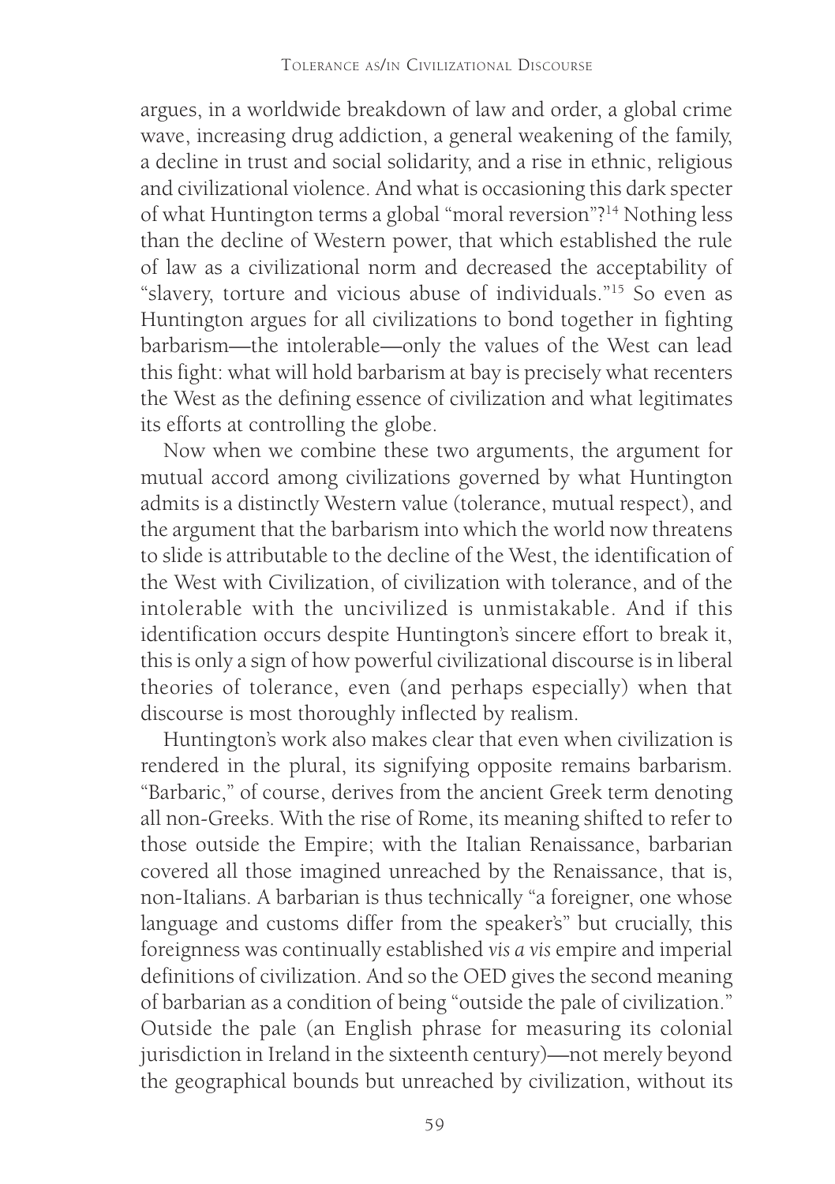argues, in a worldwide breakdown of law and order, a global crime wave, increasing drug addiction, a general weakening of the family, a decline in trust and social solidarity, and a rise in ethnic, religious and civilizational violence. And what is occasioning this dark specter of what Huntington terms a global "moral reversion"?[14] Nothing less than the decline of Western power, that which established the rule of law as a civilizational norm and decreased the acceptability of "slavery, torture and vicious abuse of individuals."[15] So even as Huntington argues for all civilizations to bond together in fighting barbarism—the intolerable—only the values of the West can lead this fight: what will hold barbarism at bay is precisely what recenters the West as the defining essence of civilization and what legitimates its efforts at controlling the globe.

Now when we combine these two arguments, the argument for mutual accord among civilizations governed by what Huntington admits is a distinctly Western value (tolerance, mutual respect), and the argument that the barbarism into which the world now threatens to slide is attributable to the decline of the West, the identification of the West with Civilization, of civilization with tolerance, and of the intolerable with the uncivilized is unmistakable. And if this identification occurs despite Huntington's sincere effort to break it, this is only a sign of how powerful civilizational discourse is in liberal theories of tolerance, even (and perhaps especially) when that discourse is most thoroughly inflected by realism.

Huntington's work also makes clear that even when civilization is rendered in the plural, its signifying opposite remains barbarism. "Barbaric," of course, derives from the ancient Greek term denoting all non-Greeks. With the rise of Rome, its meaning shifted to refer to those outside the Empire; with the Italian Renaissance, barbarian covered all those imagined unreached by the Renaissance, that is, non-Italians. A barbarian is thus technically "a foreigner, one whose language and customs differ from the speaker's" but crucially, this foreignness was continually established *vis a vis* empire and imperial definitions of civilization. And so the OED gives the second meaning of barbarian as a condition of being "outside the pale of civilization." Outside the pale (an English phrase for measuring its colonial jurisdiction in Ireland in the sixteenth century)—not merely beyond the geographical bounds but unreached by civilization, without its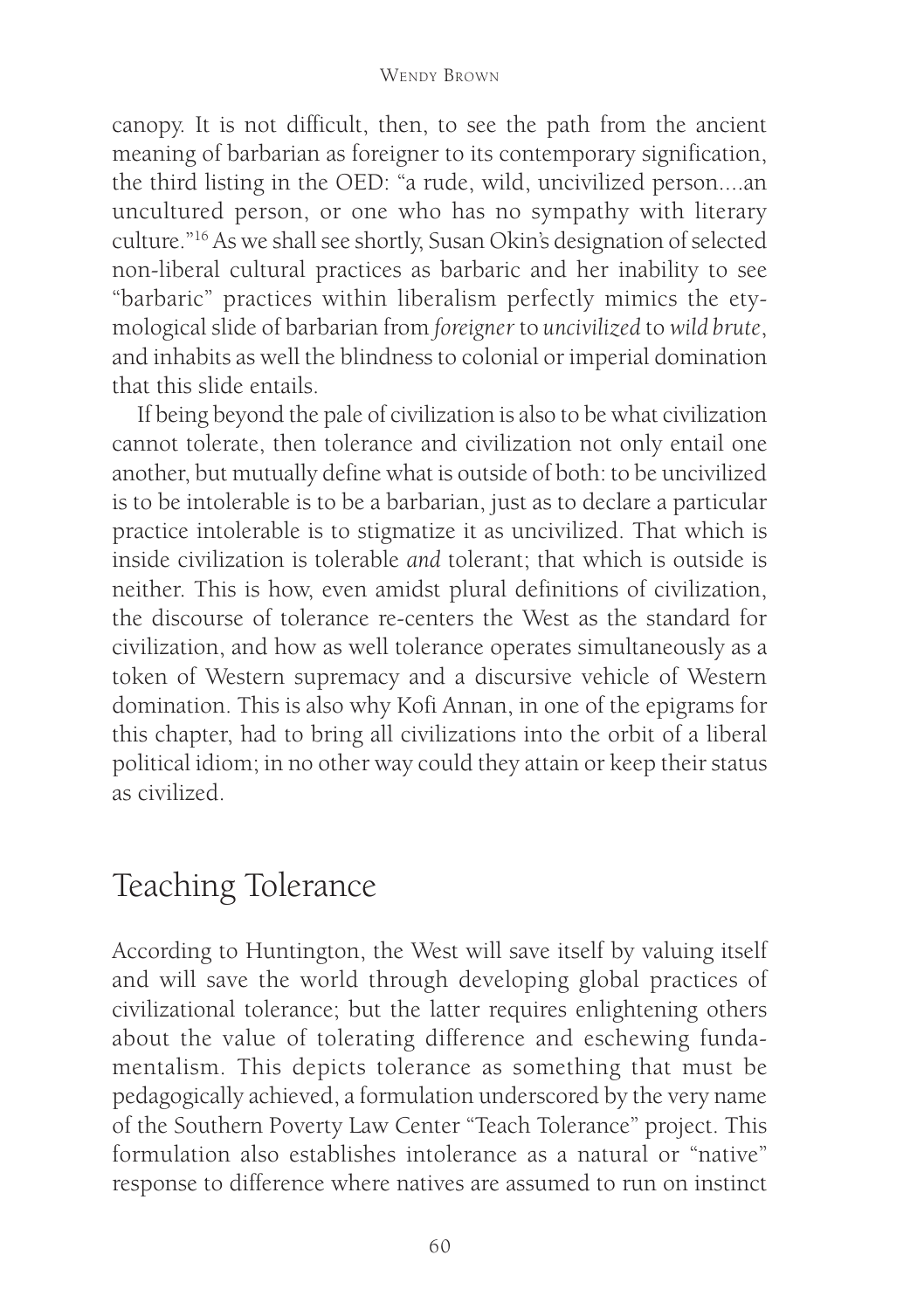canopy. It is not difficult, then, to see the path from the ancient meaning of barbarian as foreigner to its contemporary signification, the third listing in the OED: "a rude, wild, uncivilized person....an uncultured person, or one who has no sympathy with literary culture."[16] As we shall see shortly, Susan Okin's designation of selected non-liberal cultural practices as barbaric and her inability to see "barbaric" practices within liberalism perfectly mimics the etymological slide of barbarian from *foreigner* to *uncivilized* to *wild brute*, and inhabits as well the blindness to colonial or imperial domination that this slide entails.

If being beyond the pale of civilization is also to be what civilization cannot tolerate, then tolerance and civilization not only entail one another, but mutually define what is outside of both: to be uncivilized is to be intolerable is to be a barbarian, just as to declare a particular practice intolerable is to stigmatize it as uncivilized. That which is inside civilization is tolerable *and* tolerant; that which is outside is neither. This is how, even amidst plural definitions of civilization, the discourse of tolerance re-centers the West as the standard for civilization, and how as well tolerance operates simultaneously as a token of Western supremacy and a discursive vehicle of Western domination. This is also why Kofi Annan, in one of the epigrams for this chapter, had to bring all civilizations into the orbit of a liberal political idiom; in no other way could they attain or keep their status as civilized.

## Teaching Tolerance

According to Huntington, the West will save itself by valuing itself and will save the world through developing global practices of civilizational tolerance; but the latter requires enlightening others about the value of tolerating difference and eschewing fundamentalism. This depicts tolerance as something that must be pedagogically achieved, a formulation underscored by the very name of the Southern Poverty Law Center "Teach Tolerance" project. This formulation also establishes intolerance as a natural or "native" response to difference where natives are assumed to run on instinct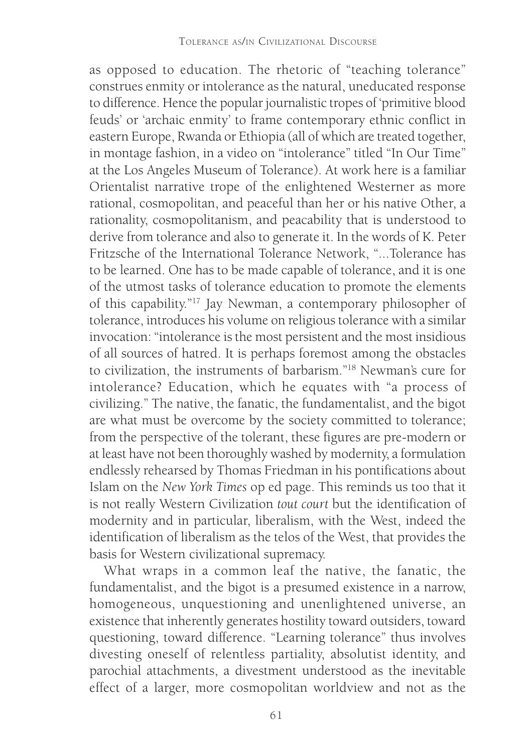as opposed to education. The rhetoric of "teaching tolerance" construes enmity or intolerance as the natural, uneducated response to difference. Hence the popular journalistic tropes of 'primitive blood feuds' or 'archaic enmity' to frame contemporary ethnic conflict in eastern Europe, Rwanda or Ethiopia (all of which are treated together, in montage fashion, in a video on "intolerance" titled "In Our Time" at the Los Angeles Museum of Tolerance). At work here is a familiar Orientalist narrative trope of the enlightened Westerner as more rational, cosmopolitan, and peaceful than her or his native Other, a rationality, cosmopolitanism, and peacability that is understood to derive from tolerance and also to generate it. In the words of K. Peter Fritzsche of the International Tolerance Network, "...Tolerance has to be learned. One has to be made capable of tolerance, and it is one of the utmost tasks of tolerance education to promote the elements of this capability."[17] Jay Newman, a contemporary philosopher of tolerance, introduces his volume on religious tolerance with a similar invocation: "intolerance is the most persistent and the most insidious of all sources of hatred. It is perhaps foremost among the obstacles to civilization, the instruments of barbarism."[18] Newman's cure for intolerance? Education, which he equates with "a process of civilizing." The native, the fanatic, the fundamentalist, and the bigot are what must be overcome by the society committed to tolerance; from the perspective of the tolerant, these figures are pre-modern or at least have not been thoroughly washed by modernity, a formulation endlessly rehearsed by Thomas Friedman in his pontifications about Islam on the *New York Times* op ed page. This reminds us too that it is not really Western Civilization *tout court* but the identification of modernity and in particular, liberalism, with the West, indeed the identification of liberalism as the telos of the West, that provides the basis for Western civilizational supremacy.

What wraps in a common leaf the native, the fanatic, the fundamentalist, and the bigot is a presumed existence in a narrow, homogeneous, unquestioning and unenlightened universe, an existence that inherently generates hostility toward outsiders, toward questioning, toward difference. "Learning tolerance" thus involves divesting oneself of relentless partiality, absolutist identity, and parochial attachments, a divestment understood as the inevitable effect of a larger, more cosmopolitan worldview and not as the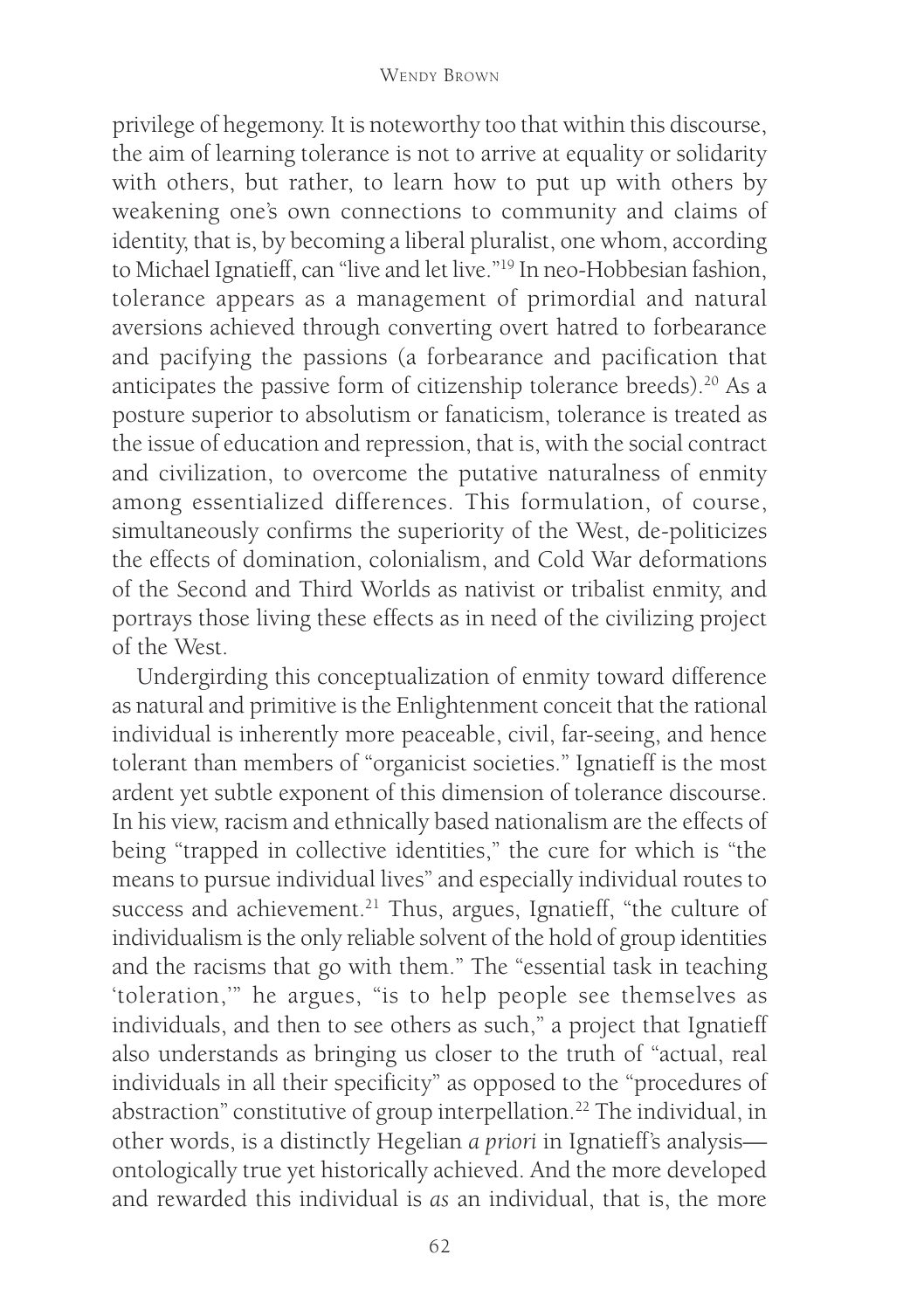privilege of hegemony. It is noteworthy too that within this discourse, the aim of learning tolerance is not to arrive at equality or solidarity with others, but rather, to learn how to put up with others by weakening one's own connections to community and claims of identity, that is, by becoming a liberal pluralist, one whom, according to Michael Ignatieff, can "live and let live."[19] In neo-Hobbesian fashion, tolerance appears as a management of primordial and natural aversions achieved through converting overt hatred to forbearance and pacifying the passions (a forbearance and pacification that anticipates the passive form of citizenship tolerance breeds).[20] As a posture superior to absolutism or fanaticism, tolerance is treated as the issue of education and repression, that is, with the social contract and civilization, to overcome the putative naturalness of enmity among essentialized differences. This formulation, of course, simultaneously confirms the superiority of the West, de-politicizes the effects of domination, colonialism, and Cold War deformations of the Second and Third Worlds as nativist or tribalist enmity, and portrays those living these effects as in need of the civilizing project of the West.

Undergirding this conceptualization of enmity toward difference as natural and primitive is the Enlightenment conceit that the rational individual is inherently more peaceable, civil, far-seeing, and hence tolerant than members of "organicist societies." Ignatieff is the most ardent yet subtle exponent of this dimension of tolerance discourse. In his view, racism and ethnically based nationalism are the effects of being "trapped in collective identities," the cure for which is "the means to pursue individual lives" and especially individual routes to success and achievement.[21] Thus, argues, Ignatieff, "the culture of individualism is the only reliable solvent of the hold of group identities and the racisms that go with them." The "essential task in teaching 'toleration,'" he argues, "is to help people see themselves as individuals, and then to see others as such," a project that Ignatieff also understands as bringing us closer to the truth of "actual, real individuals in all their specificity" as opposed to the "procedures of abstraction" constitutive of group interpellation.[22] The individual, in other words, is a distinctly Hegelian *a priori* in Ignatieff's analysis—ontologically true yet historically achieved. And the more developed and rewarded this individual is *as* an individual, that is, the more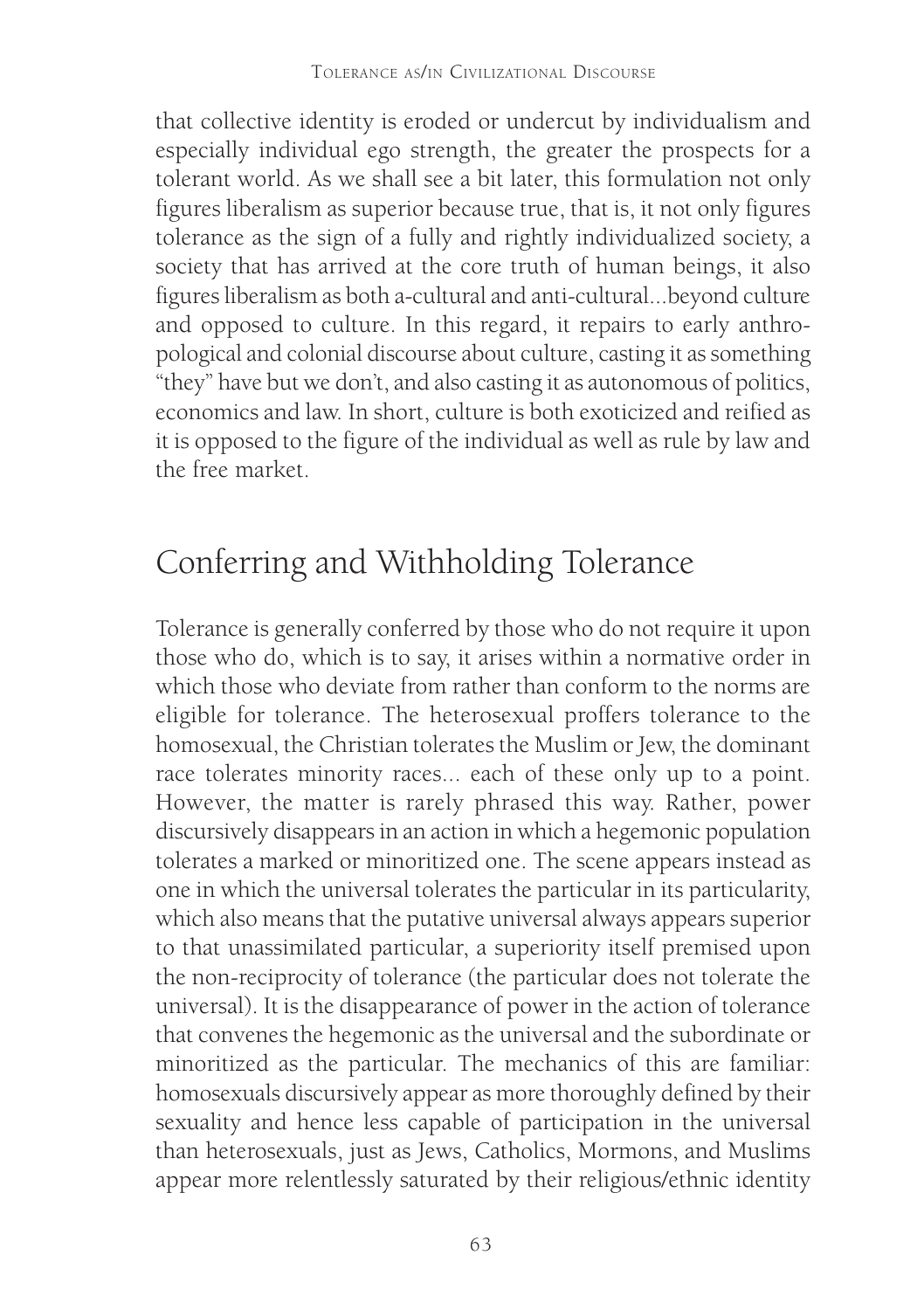that collective identity is eroded or undercut by individualism and especially individual ego strength, the greater the prospects for a tolerant world. As we shall see a bit later, this formulation not only figures liberalism as superior because true, that is, it not only figures tolerance as the sign of a fully and rightly individualized society, a society that has arrived at the core truth of human beings, it also figures liberalism as both a-cultural and anti-cultural...beyond culture and opposed to culture. In this regard, it repairs to early anthropological and colonial discourse about culture, casting it as something "they" have but we don't, and also casting it as autonomous of politics, economics and law. In short, culture is both exoticized and reified as it is opposed to the figure of the individual as well as rule by law and the free market.

## Conferring and Withholding Tolerance

Tolerance is generally conferred by those who do not require it upon those who do, which is to say, it arises within a normative order in which those who deviate from rather than conform to the norms are eligible for tolerance. The heterosexual proffers tolerance to the homosexual, the Christian tolerates the Muslim or Jew, the dominant race tolerates minority races... each of these only up to a point. However, the matter is rarely phrased this way. Rather, power discursively disappears in an action in which a hegemonic population tolerates a marked or minoritized one. The scene appears instead as one in which the universal tolerates the particular in its particularity, which also means that the putative universal always appears superior to that unassimilated particular, a superiority itself premised upon the non-reciprocity of tolerance (the particular does not tolerate the universal). It is the disappearance of power in the action of tolerance that convenes the hegemonic as the universal and the subordinate or minoritized as the particular. The mechanics of this are familiar: homosexuals discursively appear as more thoroughly defined by their sexuality and hence less capable of participation in the universal than heterosexuals, just as Jews, Catholics, Mormons, and Muslims appear more relentlessly saturated by their religious/ethnic identity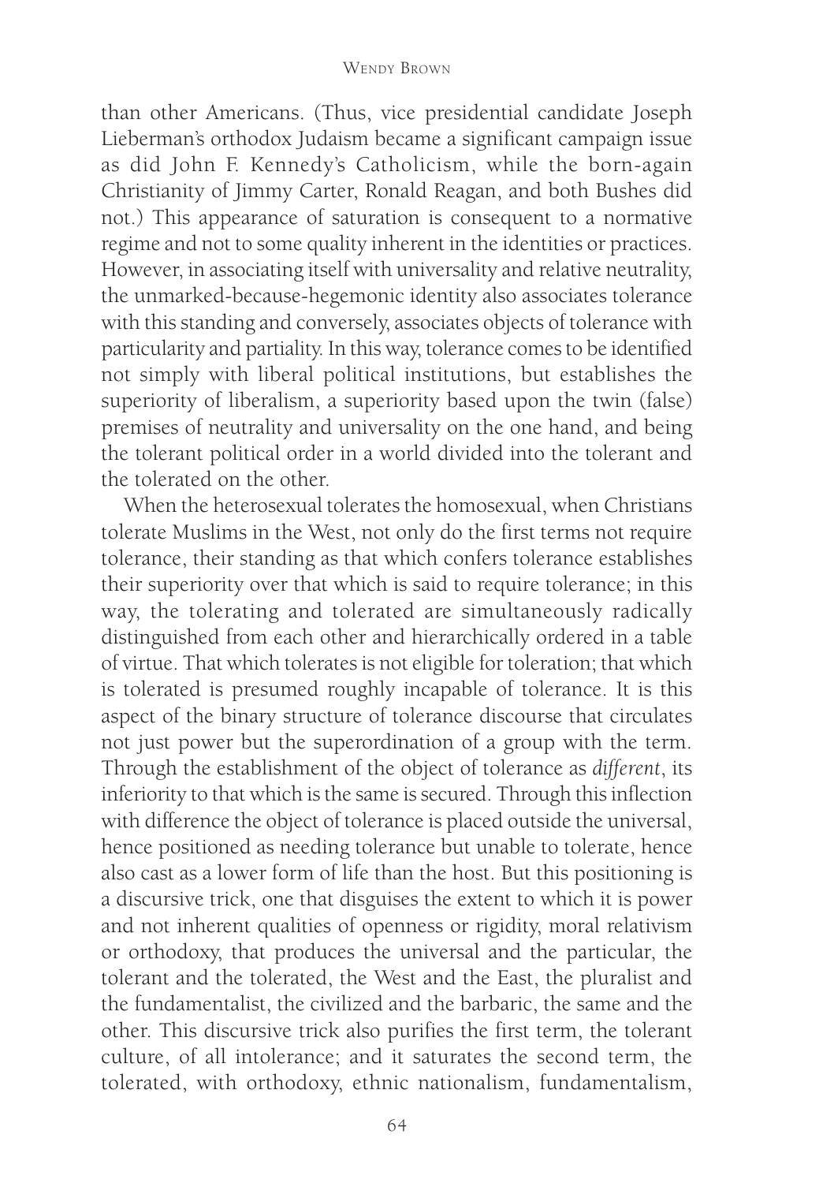than other Americans. (Thus, vice presidential candidate Joseph Lieberman's orthodox Judaism became a significant campaign issue as did John F. Kennedy's Catholicism, while the born-again Christianity of Jimmy Carter, Ronald Reagan, and both Bushes did not.) This appearance of saturation is consequent to a normative regime and not to some quality inherent in the identities or practices. However, in associating itself with universality and relative neutrality, the unmarked-because-hegemonic identity also associates tolerance with this standing and conversely, associates objects of tolerance with particularity and partiality. In this way, tolerance comes to be identified not simply with liberal political institutions, but establishes the superiority of liberalism, a superiority based upon the twin (false) premises of neutrality and universality on the one hand, and being the tolerant political order in a world divided into the tolerant and the tolerated on the other.

When the heterosexual tolerates the homosexual, when Christians tolerate Muslims in the West, not only do the first terms not require tolerance, their standing as that which confers tolerance establishes their superiority over that which is said to require tolerance; in this way, the tolerating and tolerated are simultaneously radically distinguished from each other and hierarchically ordered in a table of virtue. That which tolerates is not eligible for toleration; that which is tolerated is presumed roughly incapable of tolerance. It is this aspect of the binary structure of tolerance discourse that circulates not just power but the superordination of a group with the term. Through the establishment of the object of tolerance as *different*, its inferiority to that which is the same is secured. Through this inflection with difference the object of tolerance is placed outside the universal, hence positioned as needing tolerance but unable to tolerate, hence also cast as a lower form of life than the host. But this positioning is a discursive trick, one that disguises the extent to which it is power and not inherent qualities of openness or rigidity, moral relativism or orthodoxy, that produces the universal and the particular, the tolerant and the tolerated, the West and the East, the pluralist and the fundamentalist, the civilized and the barbaric, the same and the other. This discursive trick also purifies the first term, the tolerant culture, of all intolerance; and it saturates the second term, the tolerated, with orthodoxy, ethnic nationalism, fundamentalism,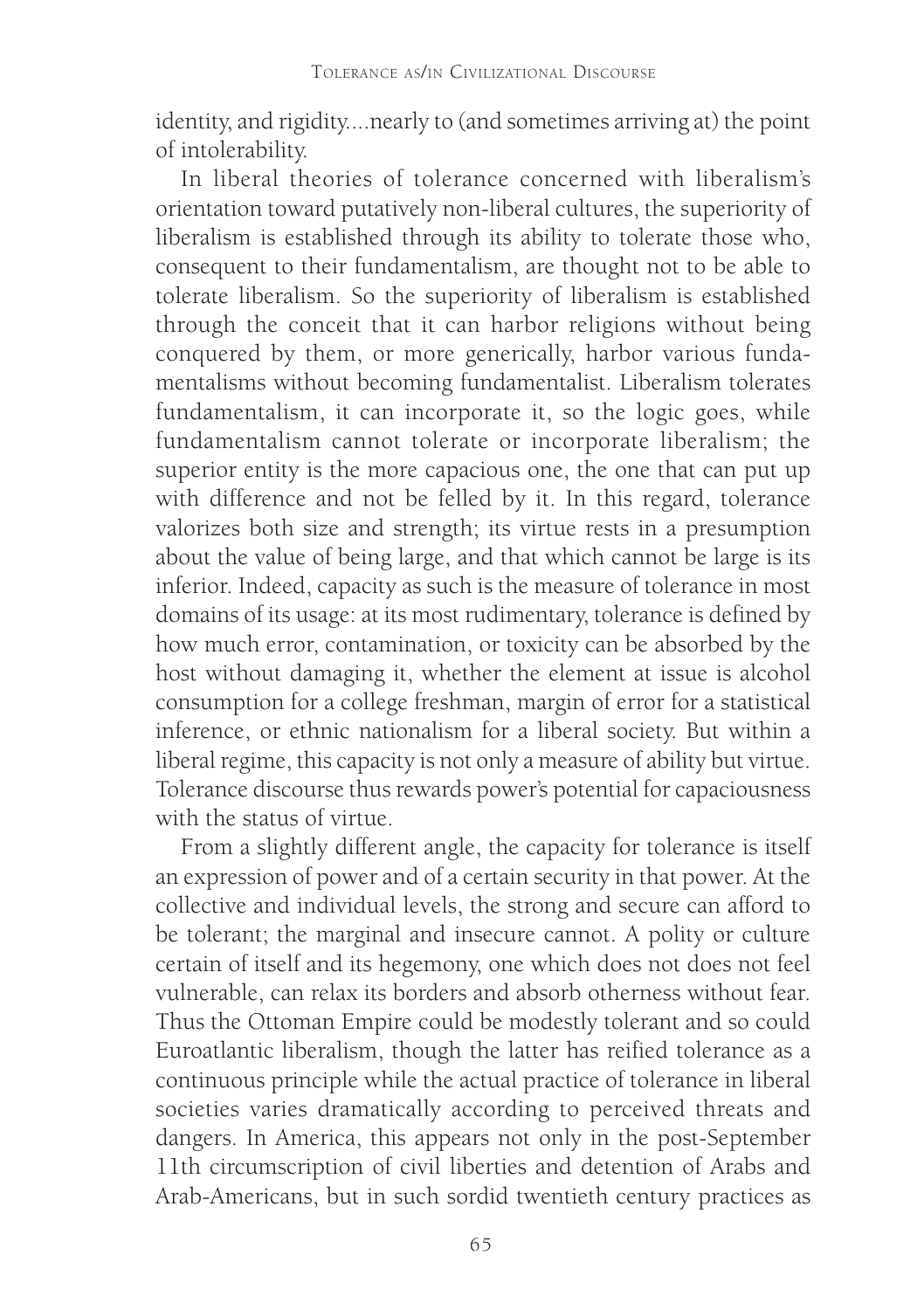identity, and rigidity....nearly to (and sometimes arriving at) the point of intolerability.

In liberal theories of tolerance concerned with liberalism's orientation toward putatively non-liberal cultures, the superiority of liberalism is established through its ability to tolerate those who, consequent to their fundamentalism, are thought not to be able to tolerate liberalism. So the superiority of liberalism is established through the conceit that it can harbor religions without being conquered by them, or more generically, harbor various fundamentalisms without becoming fundamentalist. Liberalism tolerates fundamentalism, it can incorporate it, so the logic goes, while fundamentalism cannot tolerate or incorporate liberalism; the superior entity is the more capacious one, the one that can put up with difference and not be felled by it. In this regard, tolerance valorizes both size and strength; its virtue rests in a presumption about the value of being large, and that which cannot be large is its inferior. Indeed, capacity as such is the measure of tolerance in most domains of its usage: at its most rudimentary, tolerance is defined by how much error, contamination, or toxicity can be absorbed by the host without damaging it, whether the element at issue is alcohol consumption for a college freshman, margin of error for a statistical inference, or ethnic nationalism for a liberal society. But within a liberal regime, this capacity is not only a measure of ability but virtue. Tolerance discourse thus rewards power's potential for capaciousness with the status of virtue.

From a slightly different angle, the capacity for tolerance is itself an expression of power and of a certain security in that power. At the collective and individual levels, the strong and secure can afford to be tolerant; the marginal and insecure cannot. A polity or culture certain of itself and its hegemony, one which does not does not feel vulnerable, can relax its borders and absorb otherness without fear. Thus the Ottoman Empire could be modestly tolerant and so could Euroatlantic liberalism, though the latter has reified tolerance as a continuous principle while the actual practice of tolerance in liberal societies varies dramatically according to perceived threats and dangers. In America, this appears not only in the post-September 11th circumscription of civil liberties and detention of Arabs and Arab-Americans, but in such sordid twentieth century practices as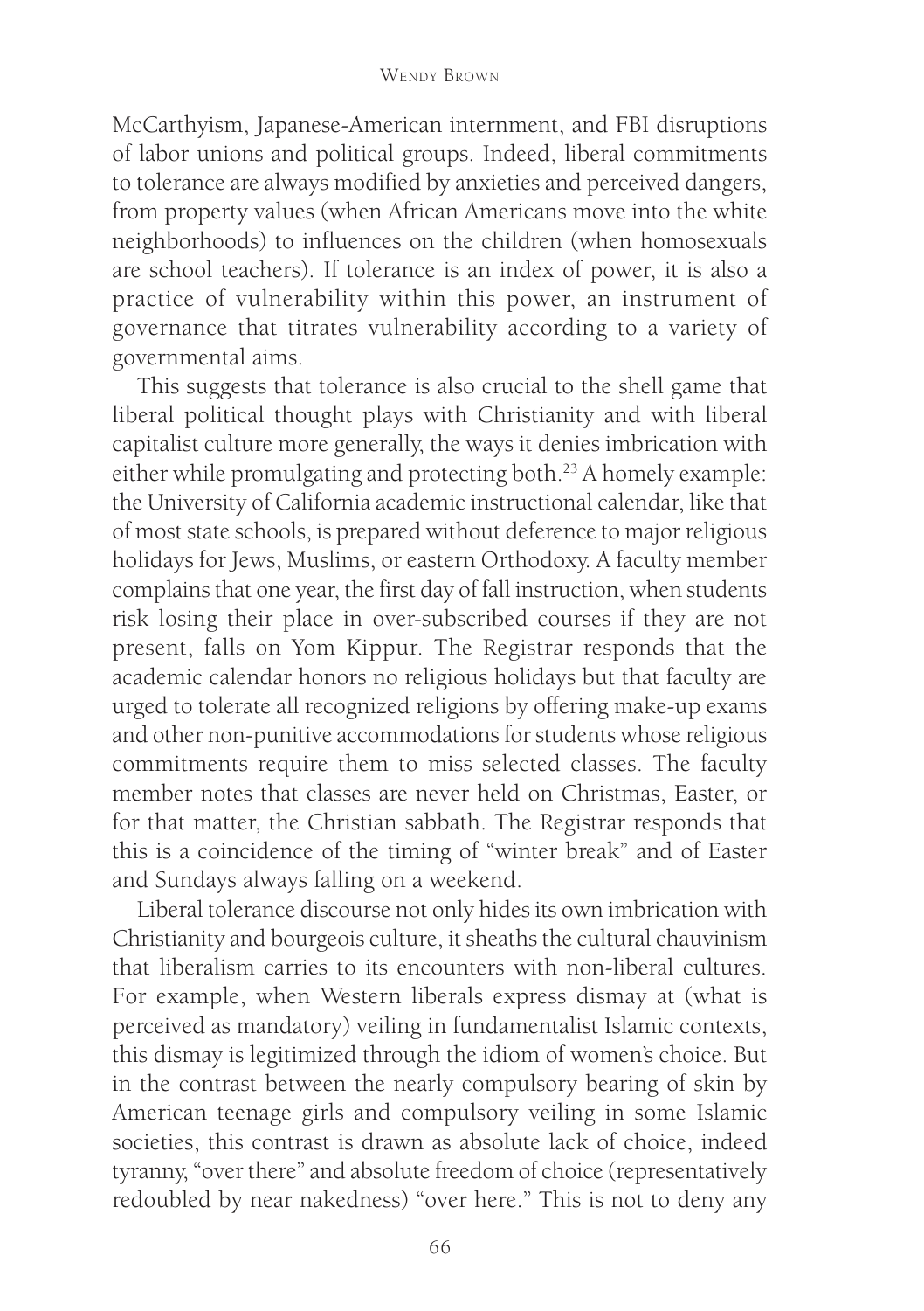McCarthyism, Japanese-American internment, and FBI disruptions of labor unions and political groups. Indeed, liberal commitments to tolerance are always modified by anxieties and perceived dangers, from property values (when African Americans move into the white neighborhoods) to influences on the children (when homosexuals are school teachers). If tolerance is an index of power, it is also a practice of vulnerability within this power, an instrument of governance that titrates vulnerability according to a variety of governmental aims.

This suggests that tolerance is also crucial to the shell game that liberal political thought plays with Christianity and with liberal capitalist culture more generally, the ways it denies imbrication with either while promulgating and protecting both.[23] A homely example: the University of California academic instructional calendar, like that of most state schools, is prepared without deference to major religious holidays for Jews, Muslims, or eastern Orthodoxy. A faculty member complains that one year, the first day of fall instruction, when students risk losing their place in over-subscribed courses if they are not present, falls on Yom Kippur. The Registrar responds that the academic calendar honors no religious holidays but that faculty are urged to tolerate all recognized religions by offering make-up exams and other non-punitive accommodations for students whose religious commitments require them to miss selected classes. The faculty member notes that classes are never held on Christmas, Easter, or for that matter, the Christian sabbath. The Registrar responds that this is a coincidence of the timing of "winter break" and of Easter and Sundays always falling on a weekend.

Liberal tolerance discourse not only hides its own imbrication with Christianity and bourgeois culture, it sheaths the cultural chauvinism that liberalism carries to its encounters with non-liberal cultures. For example, when Western liberals express dismay at (what is perceived as mandatory) veiling in fundamentalist Islamic contexts, this dismay is legitimized through the idiom of women's choice. But in the contrast between the nearly compulsory bearing of skin by American teenage girls and compulsory veiling in some Islamic societies, this contrast is drawn as absolute lack of choice, indeed tyranny, "over there" and absolute freedom of choice (representatively redoubled by near nakedness) "over here." This is not to deny any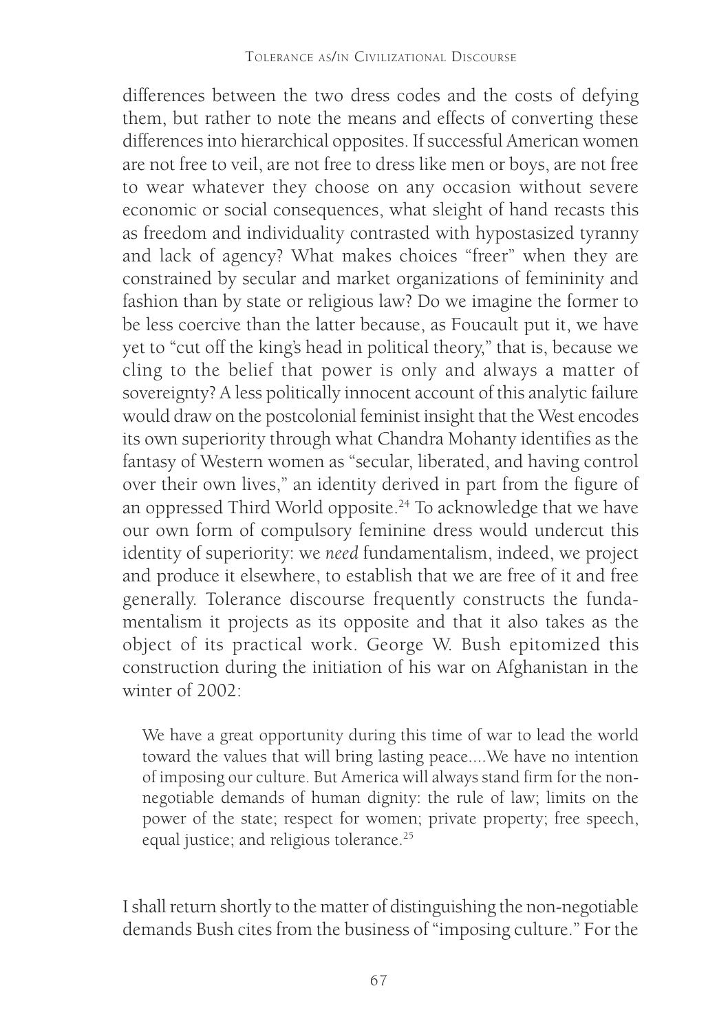differences between the two dress codes and the costs of defying them, but rather to note the means and effects of converting these differences into hierarchical opposites. If successful American women are not free to veil, are not free to dress like men or boys, are not free to wear whatever they choose on any occasion without severe economic or social consequences, what sleight of hand recasts this as freedom and individuality contrasted with hypostasized tyranny and lack of agency? What makes choices "freer" when they are constrained by secular and market organizations of femininity and fashion than by state or religious law? Do we imagine the former to be less coercive than the latter because, as Foucault put it, we have yet to "cut off the king's head in political theory," that is, because we cling to the belief that power is only and always a matter of sovereignty? A less politically innocent account of this analytic failure would draw on the postcolonial feminist insight that the West encodes its own superiority through what Chandra Mohanty identifies as the fantasy of Western women as "secular, liberated, and having control over their own lives," an identity derived in part from the figure of an oppressed Third World opposite.[24] To acknowledge that we have our own form of compulsory feminine dress would undercut this identity of superiority: we *need* fundamentalism, indeed, we project and produce it elsewhere, to establish that we are free of it and free generally. Tolerance discourse frequently constructs the fundamentalism it projects as its opposite and that it also takes as the object of its practical work. George W. Bush epitomized this construction during the initiation of his war on Afghanistan in the winter of 2002:

> We have a great opportunity during this time of war to lead the world toward the values that will bring lasting peace....We have no intention of imposing our culture. But America will always stand firm for the non-negotiable demands of human dignity: the rule of law; limits on the power of the state; respect for women; private property; free speech, equal justice; and religious tolerance.[25]

I shall return shortly to the matter of distinguishing the non-negotiable demands Bush cites from the business of "imposing culture." For the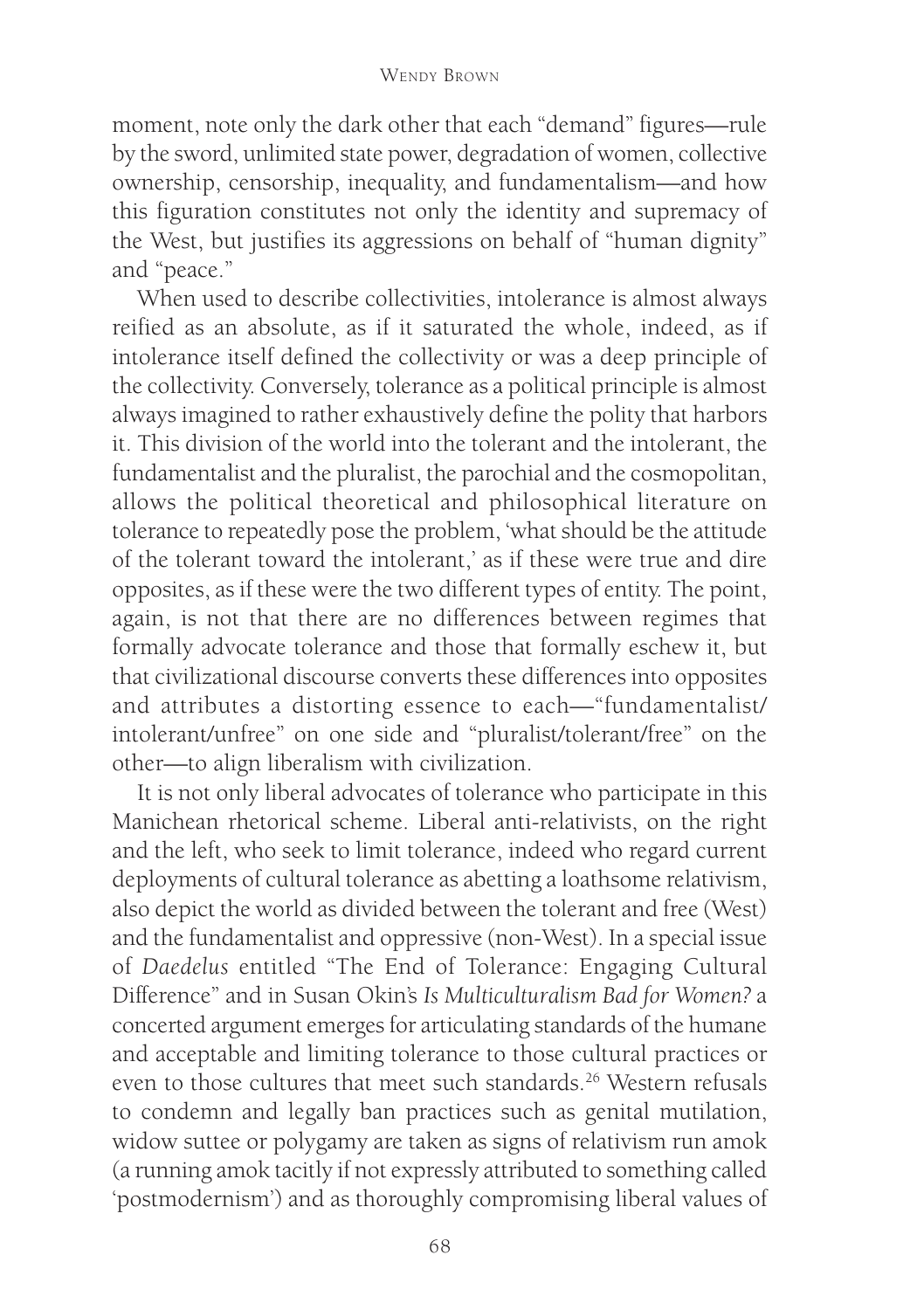moment, note only the dark other that each "demand" figures—rule by the sword, unlimited state power, degradation of women, collective ownership, censorship, inequality, and fundamentalism—and how this figuration constitutes not only the identity and supremacy of the West, but justifies its aggressions on behalf of "human dignity" and "peace."

When used to describe collectivities, intolerance is almost always reified as an absolute, as if it saturated the whole, indeed, as if intolerance itself defined the collectivity or was a deep principle of the collectivity. Conversely, tolerance as a political principle is almost always imagined to rather exhaustively define the polity that harbors it. This division of the world into the tolerant and the intolerant, the fundamentalist and the pluralist, the parochial and the cosmopolitan, allows the political theoretical and philosophical literature on tolerance to repeatedly pose the problem, 'what should be the attitude of the tolerant toward the intolerant,' as if these were true and dire opposites, as if these were the two different types of entity. The point, again, is not that there are no differences between regimes that formally advocate tolerance and those that formally eschew it, but that civilizational discourse converts these differences into opposites and attributes a distorting essence to each—"fundamentalist/intolerant/unfree" on one side and "pluralist/tolerant/free" on the other—to align liberalism with civilization.

It is not only liberal advocates of tolerance who participate in this Manichean rhetorical scheme. Liberal anti-relativists, on the right and the left, who seek to limit tolerance, indeed who regard current deployments of cultural tolerance as abetting a loathsome relativism, also depict the world as divided between the tolerant and free (West) and the fundamentalist and oppressive (non-West). In a special issue of *Daedelus* entitled "The End of Tolerance: Engaging Cultural Difference" and in Susan Okin's *Is Multiculturalism Bad for Women?* a concerted argument emerges for articulating standards of the humane and acceptable and limiting tolerance to those cultural practices or even to those cultures that meet such standards.[26] Western refusals to condemn and legally ban practices such as genital mutilation, widow suttee or polygamy are taken as signs of relativism run amok (a running amok tacitly if not expressly attributed to something called 'postmodernism') and as thoroughly compromising liberal values of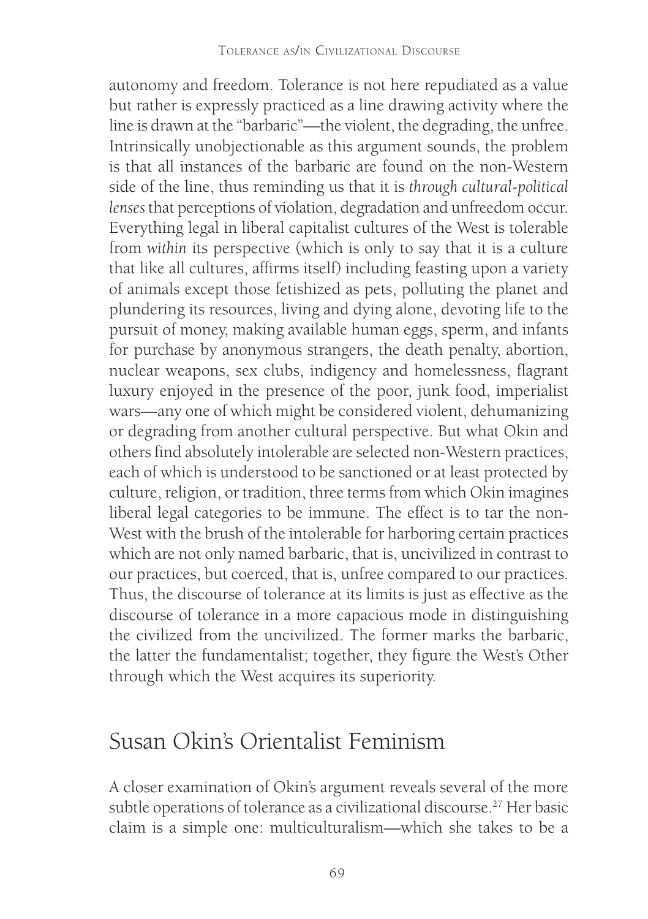autonomy and freedom. Tolerance is not here repudiated as a value but rather is expressly practiced as a line drawing activity where the line is drawn at the "barbaric"—the violent, the degrading, the unfree. Intrinsically unobjectionable as this argument sounds, the problem is that all instances of the barbaric are found on the non-Western side of the line, thus reminding us that it is *through cultural-political lenses* that perceptions of violation, degradation and unfreedom occur. Everything legal in liberal capitalist cultures of the West is tolerable from *within* its perspective (which is only to say that it is a culture that like all cultures, affirms itself) including feasting upon a variety of animals except those fetishized as pets, polluting the planet and plundering its resources, living and dying alone, devoting life to the pursuit of money, making available human eggs, sperm, and infants for purchase by anonymous strangers, the death penalty, abortion, nuclear weapons, sex clubs, indigency and homelessness, flagrant luxury enjoyed in the presence of the poor, junk food, imperialist wars—any one of which might be considered violent, dehumanizing or degrading from another cultural perspective. But what Okin and others find absolutely intolerable are selected non-Western practices, each of which is understood to be sanctioned or at least protected by culture, religion, or tradition, three terms from which Okin imagines liberal legal categories to be immune. The effect is to tar the non-West with the brush of the intolerable for harboring certain practices which are not only named barbaric, that is, uncivilized in contrast to our practices, but coerced, that is, unfree compared to our practices. Thus, the discourse of tolerance at its limits is just as effective as the discourse of tolerance in a more capacious mode in distinguishing the civilized from the uncivilized. The former marks the barbaric, the latter the fundamentalist; together, they figure the West's Other through which the West acquires its superiority.

## Susan Okin's Orientalist Feminism

A closer examination of Okin's argument reveals several of the more subtle operations of tolerance as a civilizational discourse.[27] Her basic claim is a simple one: multiculturalism—which she takes to be a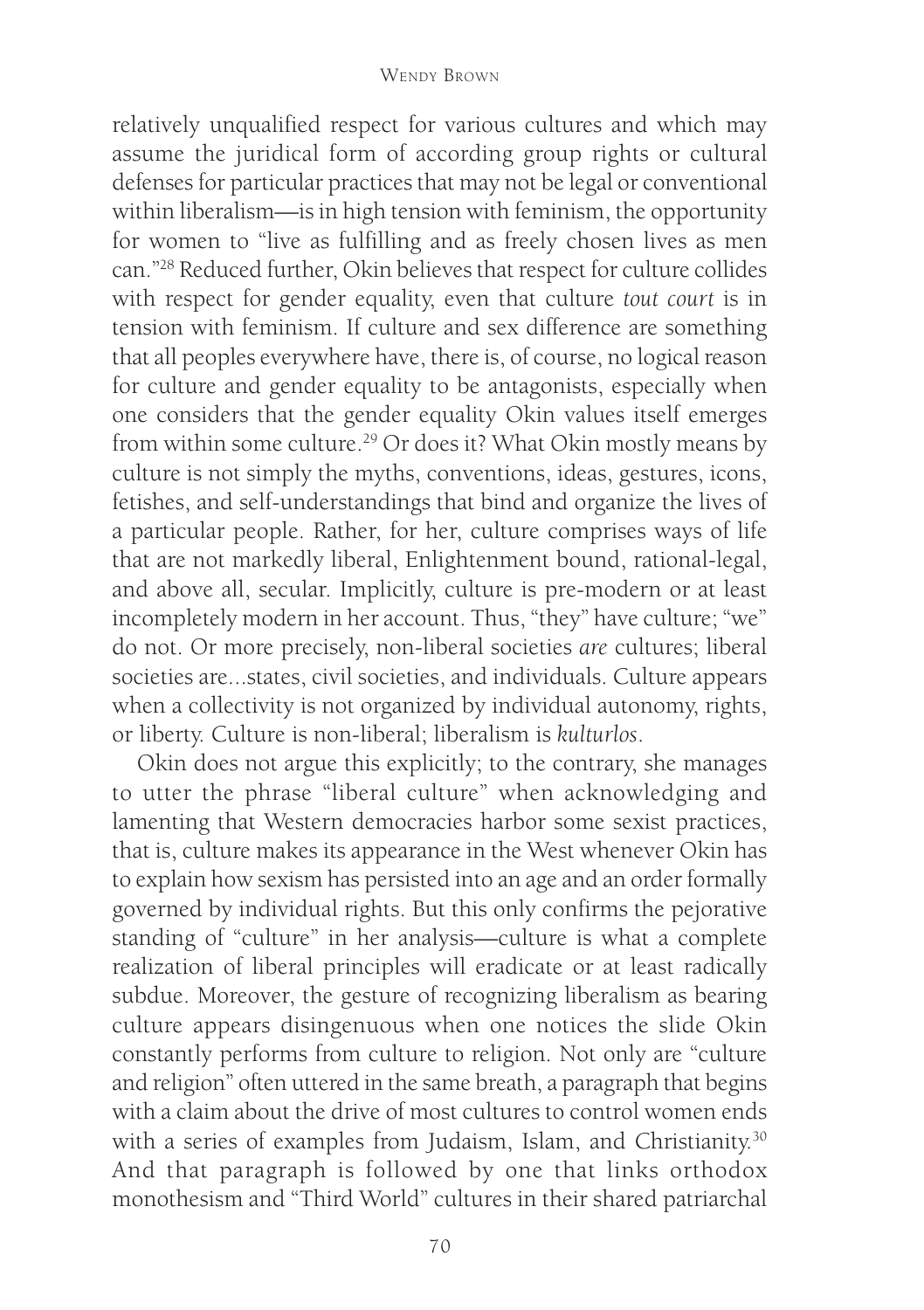relatively unqualified respect for various cultures and which may assume the juridical form of according group rights or cultural defenses for particular practices that may not be legal or conventional within liberalism—is in high tension with feminism, the opportunity for women to "live as fulfilling and as freely chosen lives as men can."[28] Reduced further, Okin believes that respect for culture collides with respect for gender equality, even that culture *tout court* is in tension with feminism. If culture and sex difference are something that all peoples everywhere have, there is, of course, no logical reason for culture and gender equality to be antagonists, especially when one considers that the gender equality Okin values itself emerges from within some culture.[29] Or does it? What Okin mostly means by culture is not simply the myths, conventions, ideas, gestures, icons, fetishes, and self-understandings that bind and organize the lives of a particular people. Rather, for her, culture comprises ways of life that are not markedly liberal, Enlightenment bound, rational-legal, and above all, secular. Implicitly, culture is pre-modern or at least incompletely modern in her account. Thus, "they" have culture; "we" do not. Or more precisely, non-liberal societies *are* cultures; liberal societies are...states, civil societies, and individuals. Culture appears when a collectivity is not organized by individual autonomy, rights, or liberty. Culture is non-liberal; liberalism is *kulturlos*.

Okin does not argue this explicitly; to the contrary, she manages to utter the phrase "liberal culture" when acknowledging and lamenting that Western democracies harbor some sexist practices, that is, culture makes its appearance in the West whenever Okin has to explain how sexism has persisted into an age and an order formally governed by individual rights. But this only confirms the pejorative standing of "culture" in her analysis—culture is what a complete realization of liberal principles will eradicate or at least radically subdue. Moreover, the gesture of recognizing liberalism as bearing culture appears disingenuous when one notices the slide Okin constantly performs from culture to religion. Not only are "culture and religion" often uttered in the same breath, a paragraph that begins with a claim about the drive of most cultures to control women ends with a series of examples from Judaism, Islam, and Christianity.[30] And that paragraph is followed by one that links orthodox monothesism and "Third World" cultures in their shared patriarchal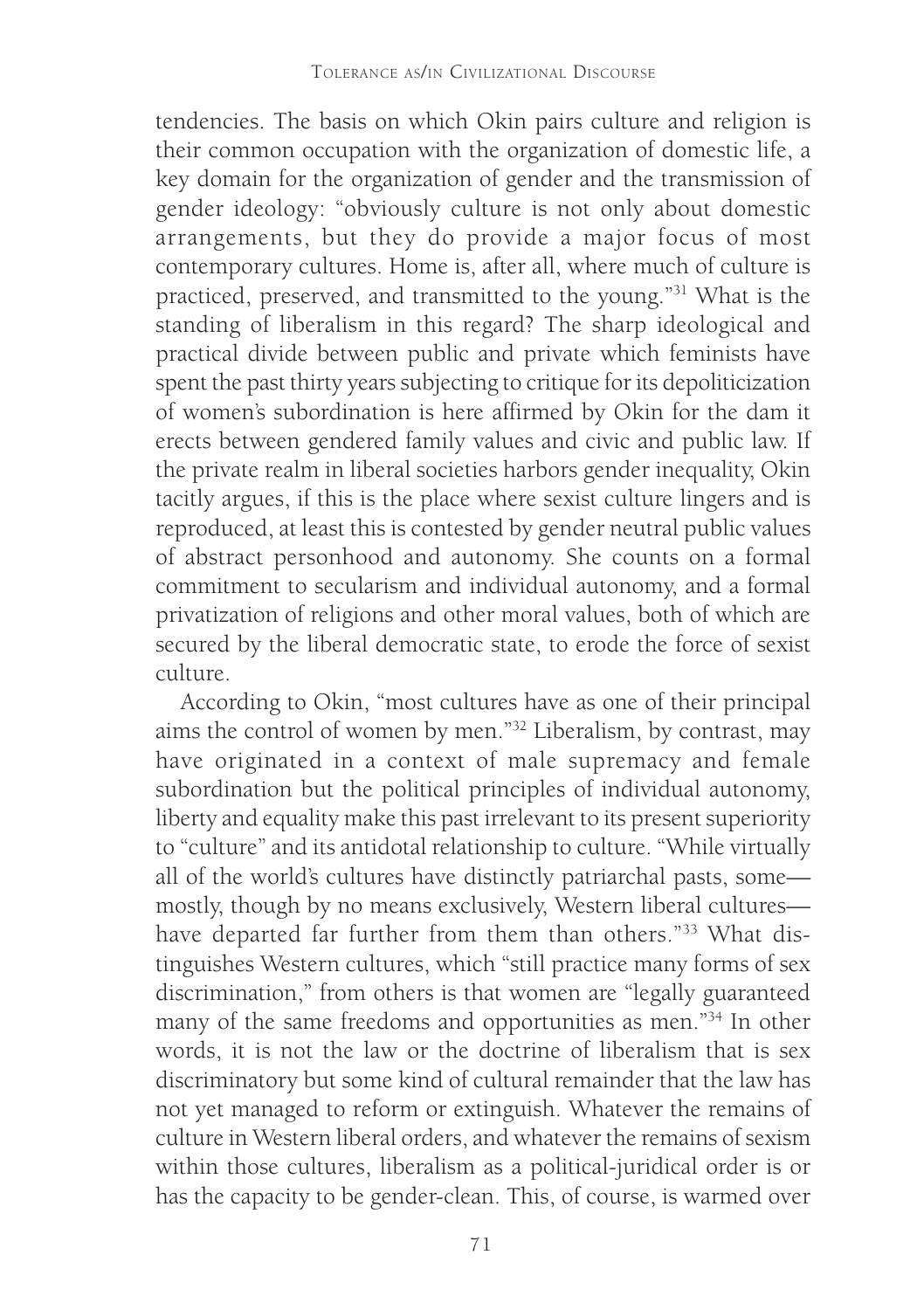tendencies. The basis on which Okin pairs culture and religion is their common occupation with the organization of domestic life, a key domain for the organization of gender and the transmission of gender ideology: "obviously culture is not only about domestic arrangements, but they do provide a major focus of most contemporary cultures. Home is, after all, where much of culture is practiced, preserved, and transmitted to the young."[31] What is the standing of liberalism in this regard? The sharp ideological and practical divide between public and private which feminists have spent the past thirty years subjecting to critique for its depoliticization of women's subordination is here affirmed by Okin for the dam it erects between gendered family values and civic and public law. If the private realm in liberal societies harbors gender inequality, Okin tacitly argues, if this is the place where sexist culture lingers and is reproduced, at least this is contested by gender neutral public values of abstract personhood and autonomy. She counts on a formal commitment to secularism and individual autonomy, and a formal privatization of religions and other moral values, both of which are secured by the liberal democratic state, to erode the force of sexist culture.

According to Okin, "most cultures have as one of their principal aims the control of women by men."[32] Liberalism, by contrast, may have originated in a context of male supremacy and female subordination but the political principles of individual autonomy, liberty and equality make this past irrelevant to its present superiority to "culture" and its antidotal relationship to culture. "While virtually all of the world's cultures have distinctly patriarchal pasts, some—mostly, though by no means exclusively, Western liberal cultures—have departed far further from them than others."[33] What distinguishes Western cultures, which "still practice many forms of sex discrimination," from others is that women are "legally guaranteed many of the same freedoms and opportunities as men."[34] In other words, it is not the law or the doctrine of liberalism that is sex discriminatory but some kind of cultural remainder that the law has not yet managed to reform or extinguish. Whatever the remains of culture in Western liberal orders, and whatever the remains of sexism within those cultures, liberalism as a political-juridical order is or has the capacity to be gender-clean. This, of course, is warmed over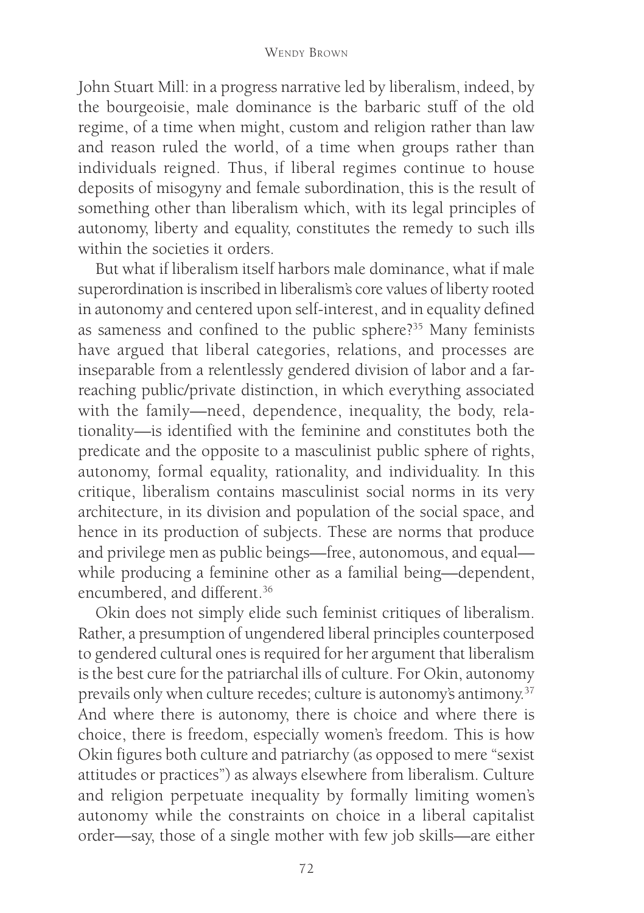John Stuart Mill: in a progress narrative led by liberalism, indeed, by the bourgeoisie, male dominance is the barbaric stuff of the old regime, of a time when might, custom and religion rather than law and reason ruled the world, of a time when groups rather than individuals reigned. Thus, if liberal regimes continue to house deposits of misogyny and female subordination, this is the result of something other than liberalism which, with its legal principles of autonomy, liberty and equality, constitutes the remedy to such ills within the societies it orders.

But what if liberalism itself harbors male dominance, what if male superordination is inscribed in liberalism's core values of liberty rooted in autonomy and centered upon self-interest, and in equality defined as sameness and confined to the public sphere?[35] Many feminists have argued that liberal categories, relations, and processes are inseparable from a relentlessly gendered division of labor and a far-reaching public/private distinction, in which everything associated with the family—need, dependence, inequality, the body, relationality—is identified with the feminine and constitutes both the predicate and the opposite to a masculinist public sphere of rights, autonomy, formal equality, rationality, and individuality. In this critique, liberalism contains masculinist social norms in its very architecture, in its division and population of the social space, and hence in its production of subjects. These are norms that produce and privilege men as public beings—free, autonomous, and equal—while producing a feminine other as a familial being—dependent, encumbered, and different.[36]

Okin does not simply elide such feminist critiques of liberalism. Rather, a presumption of ungendered liberal principles counterposed to gendered cultural ones is required for her argument that liberalism is the best cure for the patriarchal ills of culture. For Okin, autonomy prevails only when culture recedes; culture is autonomy's antimony.[37] And where there is autonomy, there is choice and where there is choice, there is freedom, especially women's freedom. This is how Okin figures both culture and patriarchy (as opposed to mere "sexist attitudes or practices") as always elsewhere from liberalism. Culture and religion perpetuate inequality by formally limiting women's autonomy while the constraints on choice in a liberal capitalist order—say, those of a single mother with few job skills—are either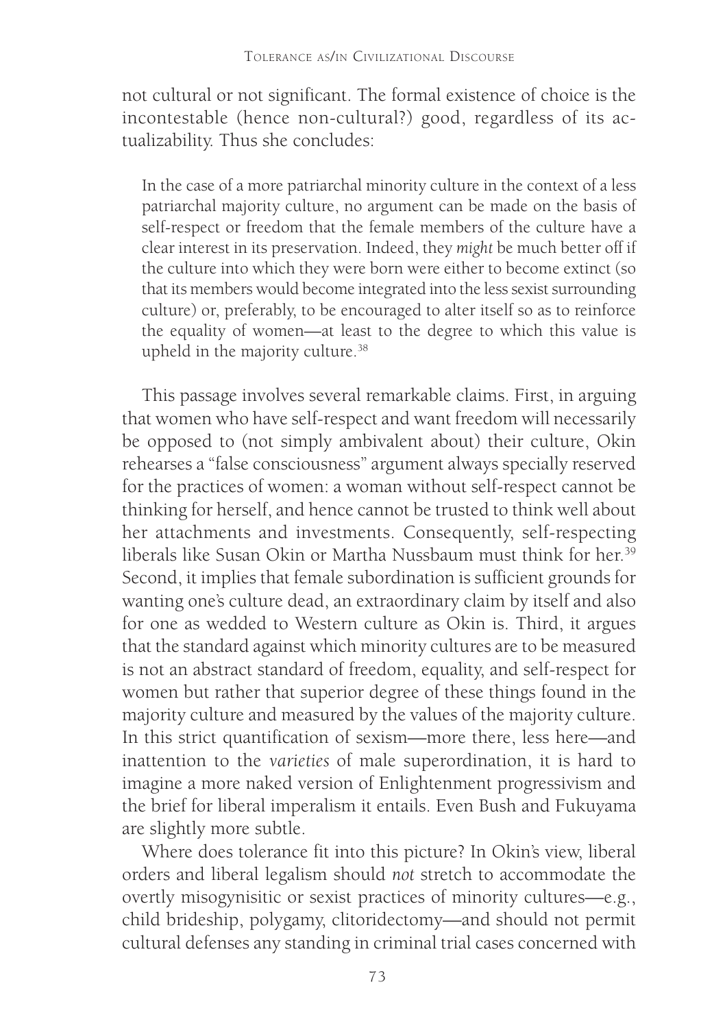not cultural or not significant. The formal existence of choice is the incontestable (hence non-cultural?) good, regardless of its actualizability. Thus she concludes:

> In the case of a more patriarchal minority culture in the context of a less patriarchal majority culture, no argument can be made on the basis of self-respect or freedom that the female members of the culture have a clear interest in its preservation. Indeed, they *might* be much better off if the culture into which they were born were either to become extinct (so that its members would become integrated into the less sexist surrounding culture) or, preferably, to be encouraged to alter itself so as to reinforce the equality of women—at least to the degree to which this value is upheld in the majority culture.[38]

This passage involves several remarkable claims. First, in arguing that women who have self-respect and want freedom will necessarily be opposed to (not simply ambivalent about) their culture, Okin rehearses a "false consciousness" argument always specially reserved for the practices of women: a woman without self-respect cannot be thinking for herself, and hence cannot be trusted to think well about her attachments and investments. Consequently, self-respecting liberals like Susan Okin or Martha Nussbaum must think for her.[39] Second, it implies that female subordination is sufficient grounds for wanting one's culture dead, an extraordinary claim by itself and also for one as wedded to Western culture as Okin is. Third, it argues that the standard against which minority cultures are to be measured is not an abstract standard of freedom, equality, and self-respect for women but rather that superior degree of these things found in the majority culture and measured by the values of the majority culture. In this strict quantification of sexism—more there, less here—and inattention to the *varieties* of male superordination, it is hard to imagine a more naked version of Enlightenment progressivism and the brief for liberal imperalism it entails. Even Bush and Fukuyama are slightly more subtle.

Where does tolerance fit into this picture? In Okin's view, liberal orders and liberal legalism should *not* stretch to accommodate the overtly misogynisitic or sexist practices of minority cultures—e.g., child brideship, polygamy, clitoridectomy—and should not permit cultural defenses any standing in criminal trial cases concerned with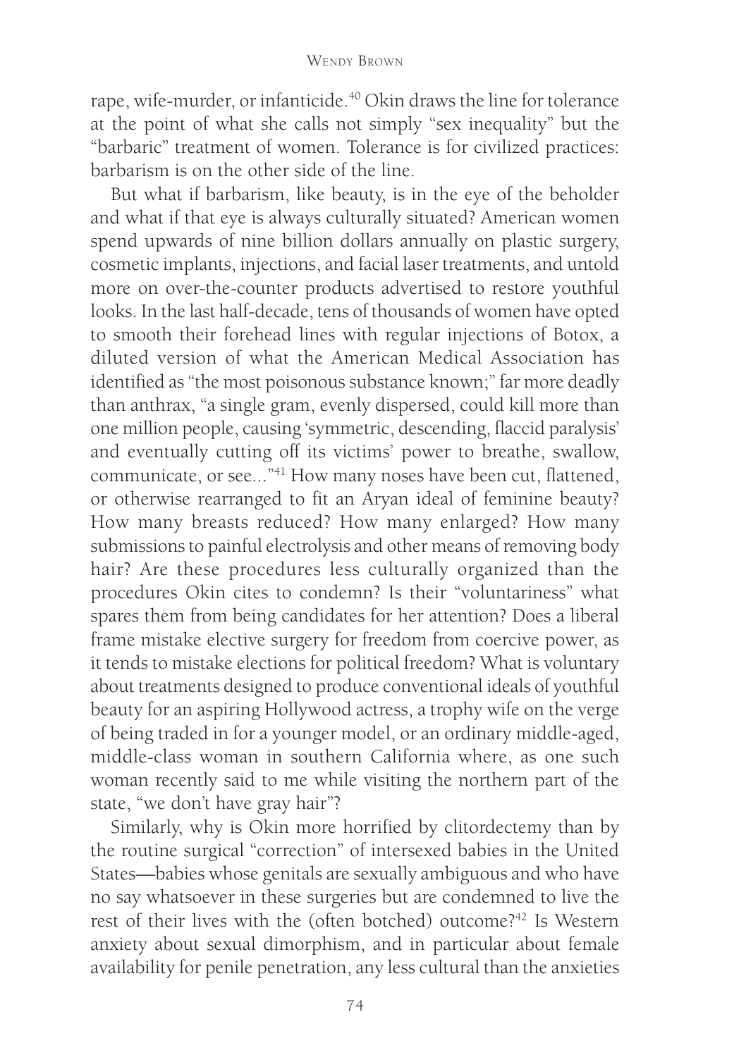rape, wife-murder, or infanticide.[40] Okin draws the line for tolerance at the point of what she calls not simply "sex inequality" but the "barbaric" treatment of women. Tolerance is for civilized practices: barbarism is on the other side of the line.

But what if barbarism, like beauty, is in the eye of the beholder and what if that eye is always culturally situated? American women spend upwards of nine billion dollars annually on plastic surgery, cosmetic implants, injections, and facial laser treatments, and untold more on over-the-counter products advertised to restore youthful looks. In the last half-decade, tens of thousands of women have opted to smooth their forehead lines with regular injections of Botox, a diluted version of what the American Medical Association has identified as "the most poisonous substance known;" far more deadly than anthrax, "a single gram, evenly dispersed, could kill more than one million people, causing 'symmetric, descending, flaccid paralysis' and eventually cutting off its victims' power to breathe, swallow, communicate, or see..."[41] How many noses have been cut, flattened, or otherwise rearranged to fit an Aryan ideal of feminine beauty? How many breasts reduced? How many enlarged? How many submissions to painful electrolysis and other means of removing body hair? Are these procedures less culturally organized than the procedures Okin cites to condemn? Is their "voluntariness" what spares them from being candidates for her attention? Does a liberal frame mistake elective surgery for freedom from coercive power, as it tends to mistake elections for political freedom? What is voluntary about treatments designed to produce conventional ideals of youthful beauty for an aspiring Hollywood actress, a trophy wife on the verge of being traded in for a younger model, or an ordinary middle-aged, middle-class woman in southern California where, as one such woman recently said to me while visiting the northern part of the state, "we don't have gray hair"?

Similarly, why is Okin more horrified by clitordectemy than by the routine surgical "correction" of intersexed babies in the United States—babies whose genitals are sexually ambiguous and who have no say whatsoever in these surgeries but are condemned to live the rest of their lives with the (often botched) outcome?[42] Is Western anxiety about sexual dimorphism, and in particular about female availability for penile penetration, any less cultural than the anxieties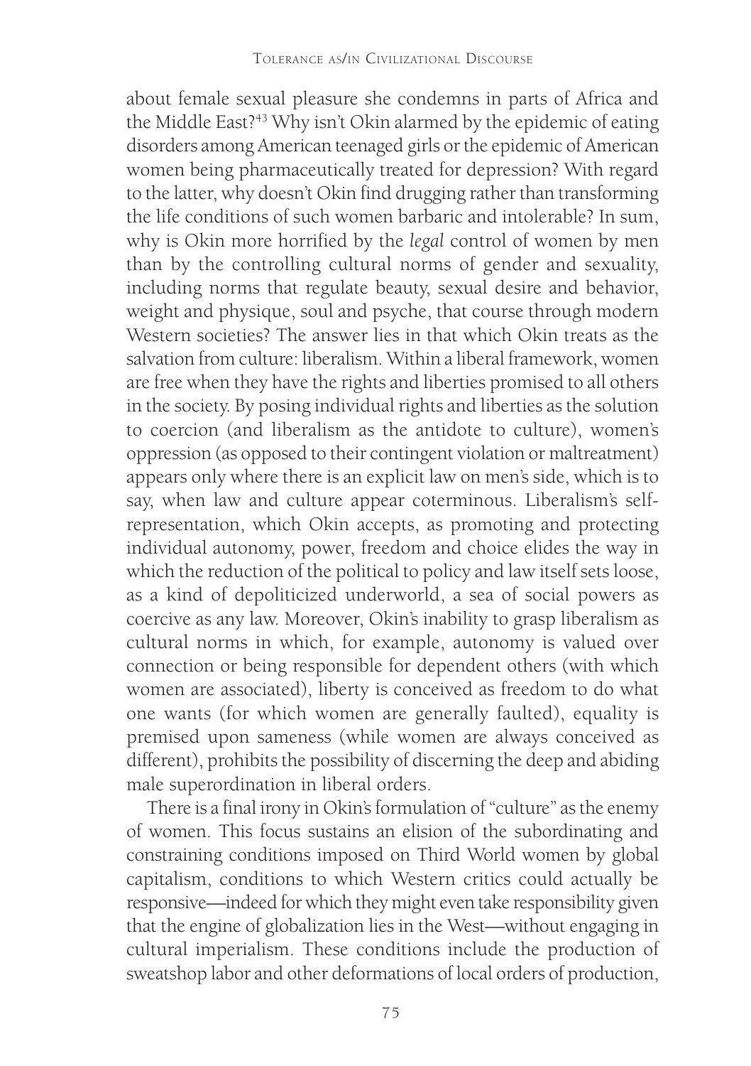about female sexual pleasure she condemns in parts of Africa and the Middle East?[43] Why isn't Okin alarmed by the epidemic of eating disorders among American teenaged girls or the epidemic of American women being pharmaceutically treated for depression? With regard to the latter, why doesn't Okin find drugging rather than transforming the life conditions of such women barbaric and intolerable? In sum, why is Okin more horrified by the *legal* control of women by men than by the controlling cultural norms of gender and sexuality, including norms that regulate beauty, sexual desire and behavior, weight and physique, soul and psyche, that course through modern Western societies? The answer lies in that which Okin treats as the salvation from culture: liberalism. Within a liberal framework, women are free when they have the rights and liberties promised to all others in the society. By posing individual rights and liberties as the solution to coercion (and liberalism as the antidote to culture), women's oppression (as opposed to their contingent violation or maltreatment) appears only where there is an explicit law on men's side, which is to say, when law and culture appear coterminous. Liberalism's self-representation, which Okin accepts, as promoting and protecting individual autonomy, power, freedom and choice elides the way in which the reduction of the political to policy and law itself sets loose, as a kind of depoliticized underworld, a sea of social powers as coercive as any law. Moreover, Okin's inability to grasp liberalism as cultural norms in which, for example, autonomy is valued over connection or being responsible for dependent others (with which women are associated), liberty is conceived as freedom to do what one wants (for which women are generally faulted), equality is premised upon sameness (while women are always conceived as different), prohibits the possibility of discerning the deep and abiding male superordination in liberal orders.

There is a final irony in Okin's formulation of "culture" as the enemy of women. This focus sustains an elision of the subordinating and constraining conditions imposed on Third World women by global capitalism, conditions to which Western critics could actually be responsive—indeed for which they might even take responsibility given that the engine of globalization lies in the West—without engaging in cultural imperialism. These conditions include the production of sweatshop labor and other deformations of local orders of production,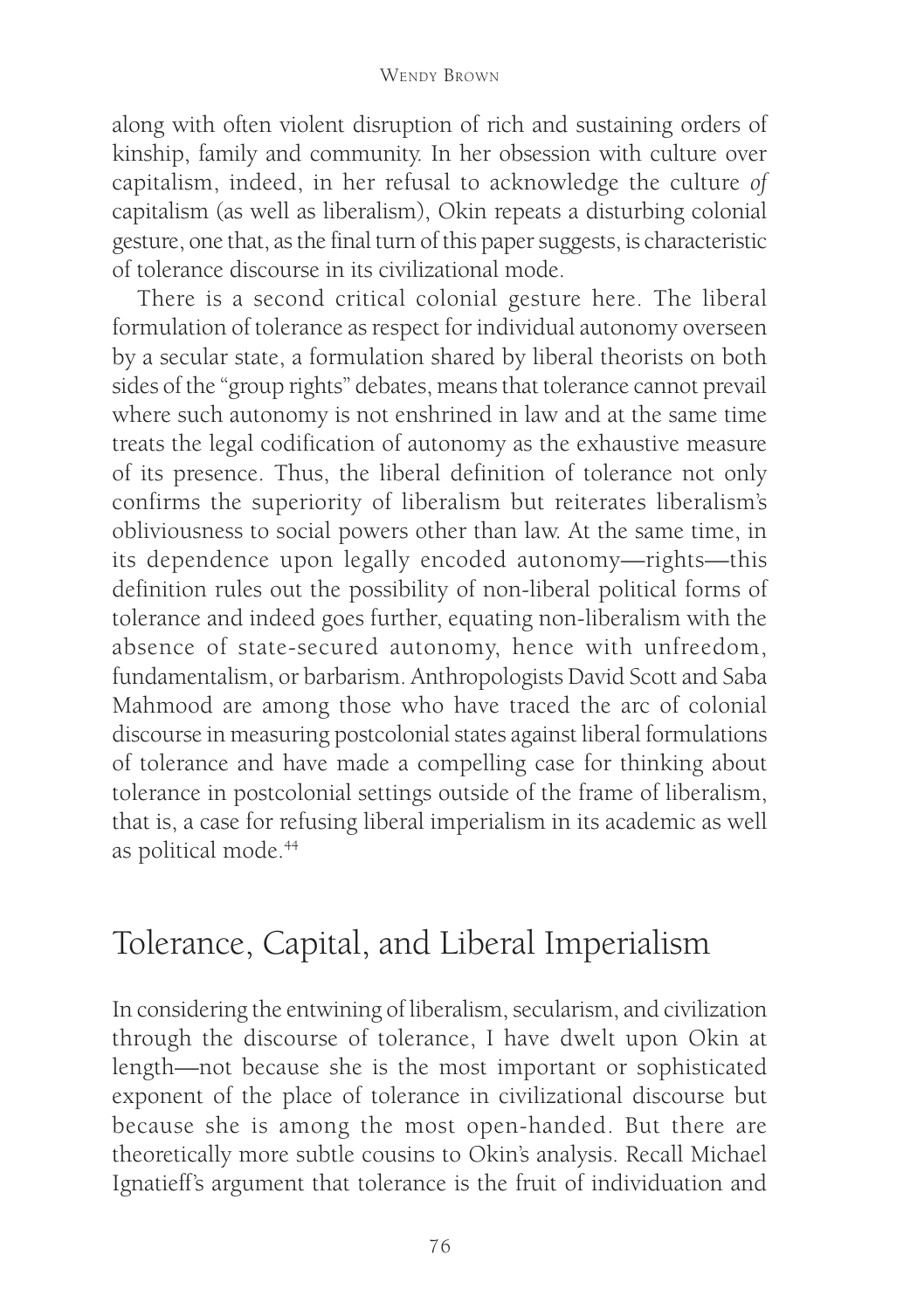along with often violent disruption of rich and sustaining orders of kinship, family and community. In her obsession with culture over capitalism, indeed, in her refusal to acknowledge the culture *of* capitalism (as well as liberalism), Okin repeats a disturbing colonial gesture, one that, as the final turn of this paper suggests, is characteristic of tolerance discourse in its civilizational mode.

There is a second critical colonial gesture here. The liberal formulation of tolerance as respect for individual autonomy overseen by a secular state, a formulation shared by liberal theorists on both sides of the "group rights" debates, means that tolerance cannot prevail where such autonomy is not enshrined in law and at the same time treats the legal codification of autonomy as the exhaustive measure of its presence. Thus, the liberal definition of tolerance not only confirms the superiority of liberalism but reiterates liberalism's obliviousness to social powers other than law. At the same time, in its dependence upon legally encoded autonomy—rights—this definition rules out the possibility of non-liberal political forms of tolerance and indeed goes further, equating non-liberalism with the absence of state-secured autonomy, hence with unfreedom, fundamentalism, or barbarism. Anthropologists David Scott and Saba Mahmood are among those who have traced the arc of colonial discourse in measuring postcolonial states against liberal formulations of tolerance and have made a compelling case for thinking about tolerance in postcolonial settings outside of the frame of liberalism, that is, a case for refusing liberal imperialism in its academic as well as political mode.[44]

## Tolerance, Capital, and Liberal Imperialism

In considering the entwining of liberalism, secularism, and civilization through the discourse of tolerance, I have dwelt upon Okin at length—not because she is the most important or sophisticated exponent of the place of tolerance in civilizational discourse but because she is among the most open-handed. But there are theoretically more subtle cousins to Okin's analysis. Recall Michael Ignatieff's argument that tolerance is the fruit of individuation and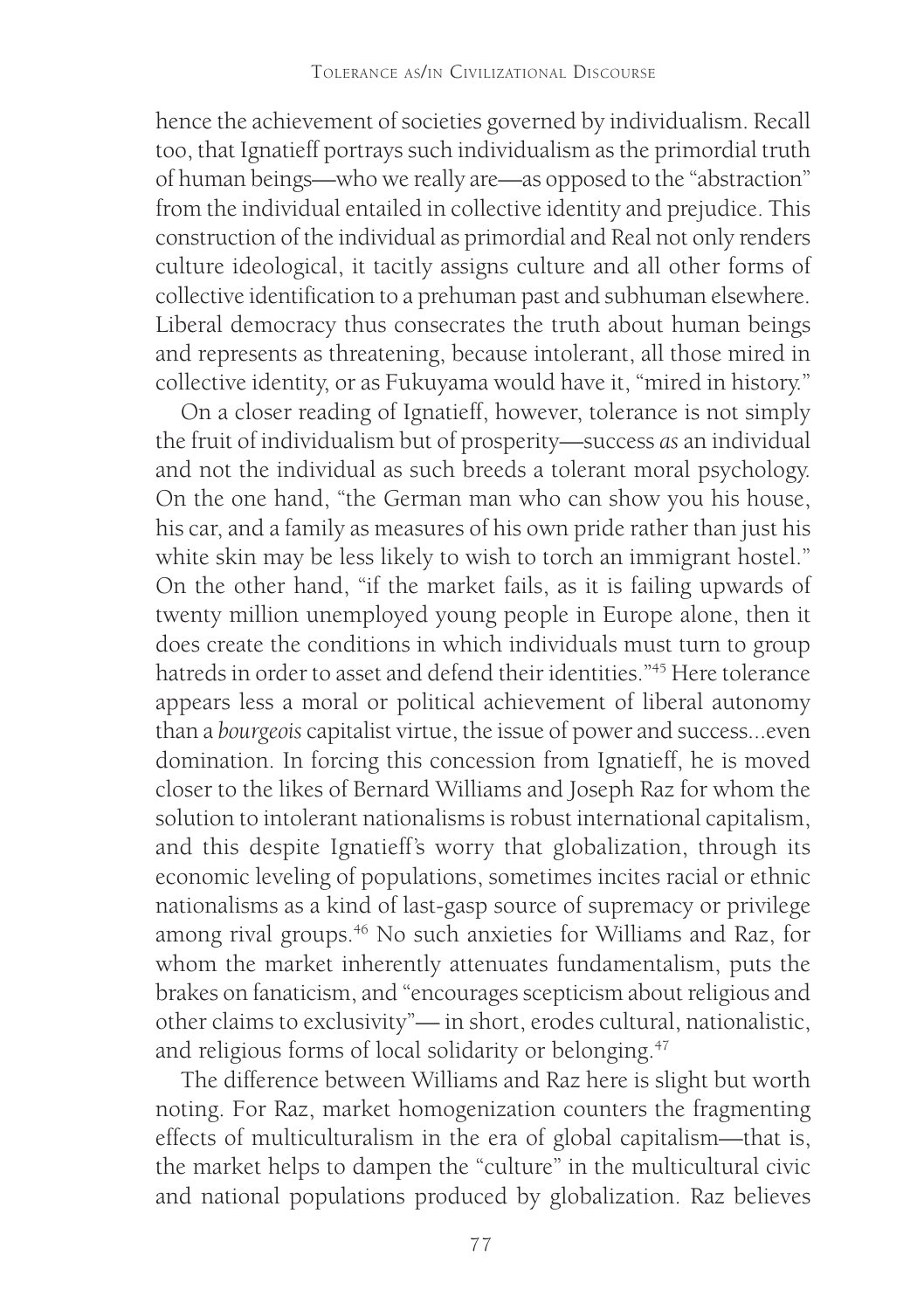hence the achievement of societies governed by individualism. Recall too, that Ignatieff portrays such individualism as the primordial truth of human beings—who we really are—as opposed to the "abstraction" from the individual entailed in collective identity and prejudice. This construction of the individual as primordial and Real not only renders culture ideological, it tacitly assigns culture and all other forms of collective identification to a prehuman past and subhuman elsewhere. Liberal democracy thus consecrates the truth about human beings and represents as threatening, because intolerant, all those mired in collective identity, or as Fukuyama would have it, "mired in history."

On a closer reading of Ignatieff, however, tolerance is not simply the fruit of individualism but of prosperity—success *as* an individual and not the individual as such breeds a tolerant moral psychology. On the one hand, "the German man who can show you his house, his car, and a family as measures of his own pride rather than just his white skin may be less likely to wish to torch an immigrant hostel." On the other hand, "if the market fails, as it is failing upwards of twenty million unemployed young people in Europe alone, then it does create the conditions in which individuals must turn to group hatreds in order to asset and defend their identities."[45] Here tolerance appears less a moral or political achievement of liberal autonomy than a *bourgeois* capitalist virtue, the issue of power and success...even domination. In forcing this concession from Ignatieff, he is moved closer to the likes of Bernard Williams and Joseph Raz for whom the solution to intolerant nationalisms is robust international capitalism, and this despite Ignatieff's worry that globalization, through its economic leveling of populations, sometimes incites racial or ethnic nationalisms as a kind of last-gasp source of supremacy or privilege among rival groups.[46] No such anxieties for Williams and Raz, for whom the market inherently attenuates fundamentalism, puts the brakes on fanaticism, and "encourages scepticism about religious and other claims to exclusivity"— in short, erodes cultural, nationalistic, and religious forms of local solidarity or belonging.[47]

The difference between Williams and Raz here is slight but worth noting. For Raz, market homogenization counters the fragmenting effects of multiculturalism in the era of global capitalism—that is, the market helps to dampen the "culture" in the multicultural civic and national populations produced by globalization. Raz believes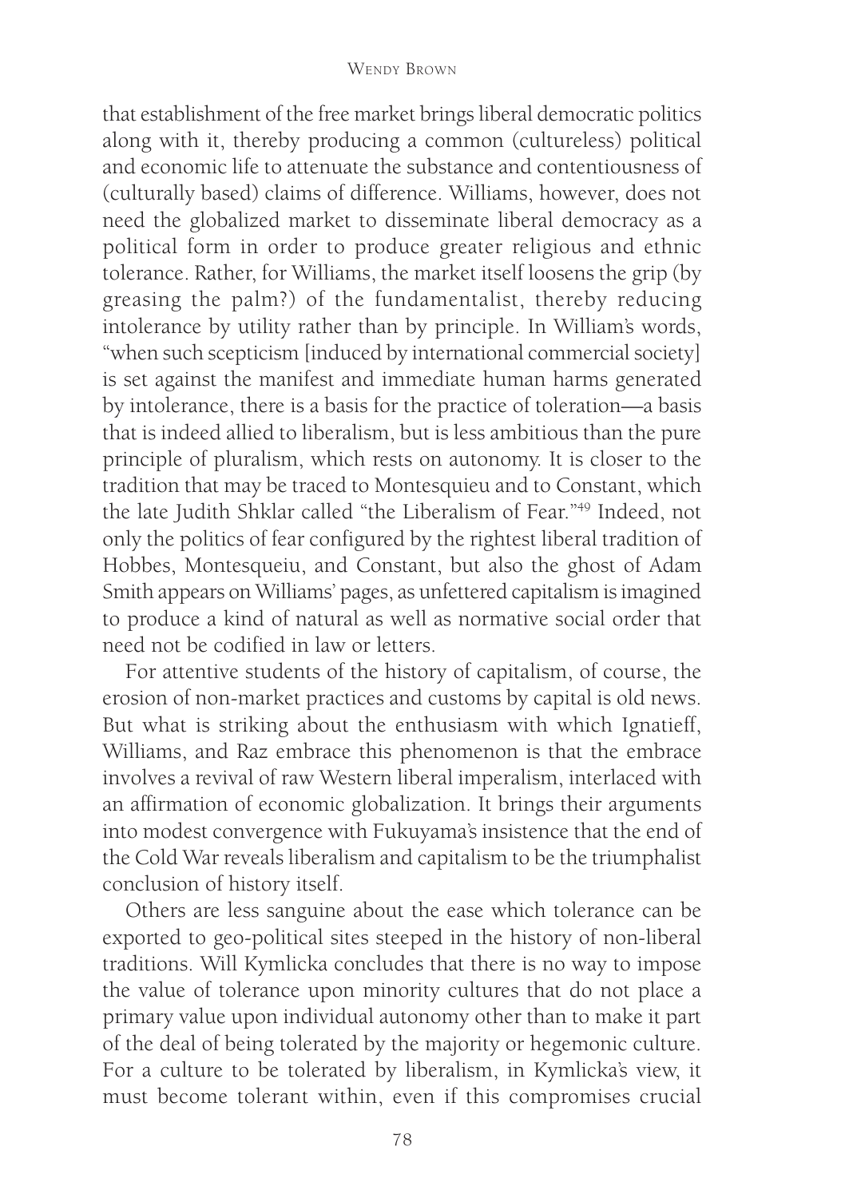that establishment of the free market brings liberal democratic politics along with it, thereby producing a common (cultureless) political and economic life to attenuate the substance and contentiousness of (culturally based) claims of difference. Williams, however, does not need the globalized market to disseminate liberal democracy as a political form in order to produce greater religious and ethnic tolerance. Rather, for Williams, the market itself loosens the grip (by greasing the palm?) of the fundamentalist, thereby reducing intolerance by utility rather than by principle. In William's words, "when such scepticism [induced by international commercial society] is set against the manifest and immediate human harms generated by intolerance, there is a basis for the practice of toleration—a basis that is indeed allied to liberalism, but is less ambitious than the pure principle of pluralism, which rests on autonomy. It is closer to the tradition that may be traced to Montesquieu and to Constant, which the late Judith Shklar called "the Liberalism of Fear."[49] Indeed, not only the politics of fear configured by the rightest liberal tradition of Hobbes, Montesqueiu, and Constant, but also the ghost of Adam Smith appears on Williams' pages, as unfettered capitalism is imagined to produce a kind of natural as well as normative social order that need not be codified in law or letters.

For attentive students of the history of capitalism, of course, the erosion of non-market practices and customs by capital is old news. But what is striking about the enthusiasm with which Ignatieff, Williams, and Raz embrace this phenomenon is that the embrace involves a revival of raw Western liberal imperialism, interlaced with an affirmation of economic globalization. It brings their arguments into modest convergence with Fukuyama's insistence that the end of the Cold War reveals liberalism and capitalism to be the triumphalist conclusion of history itself.

Others are less sanguine about the ease which tolerance can be exported to geo-political sites steeped in the history of non-liberal traditions. Will Kymlicka concludes that there is no way to impose the value of tolerance upon minority cultures that do not place a primary value upon individual autonomy other than to make it part of the deal of being tolerated by the majority or hegemonic culture. For a culture to be tolerated by liberalism, in Kymlicka's view, it must become tolerant within, even if this compromises crucial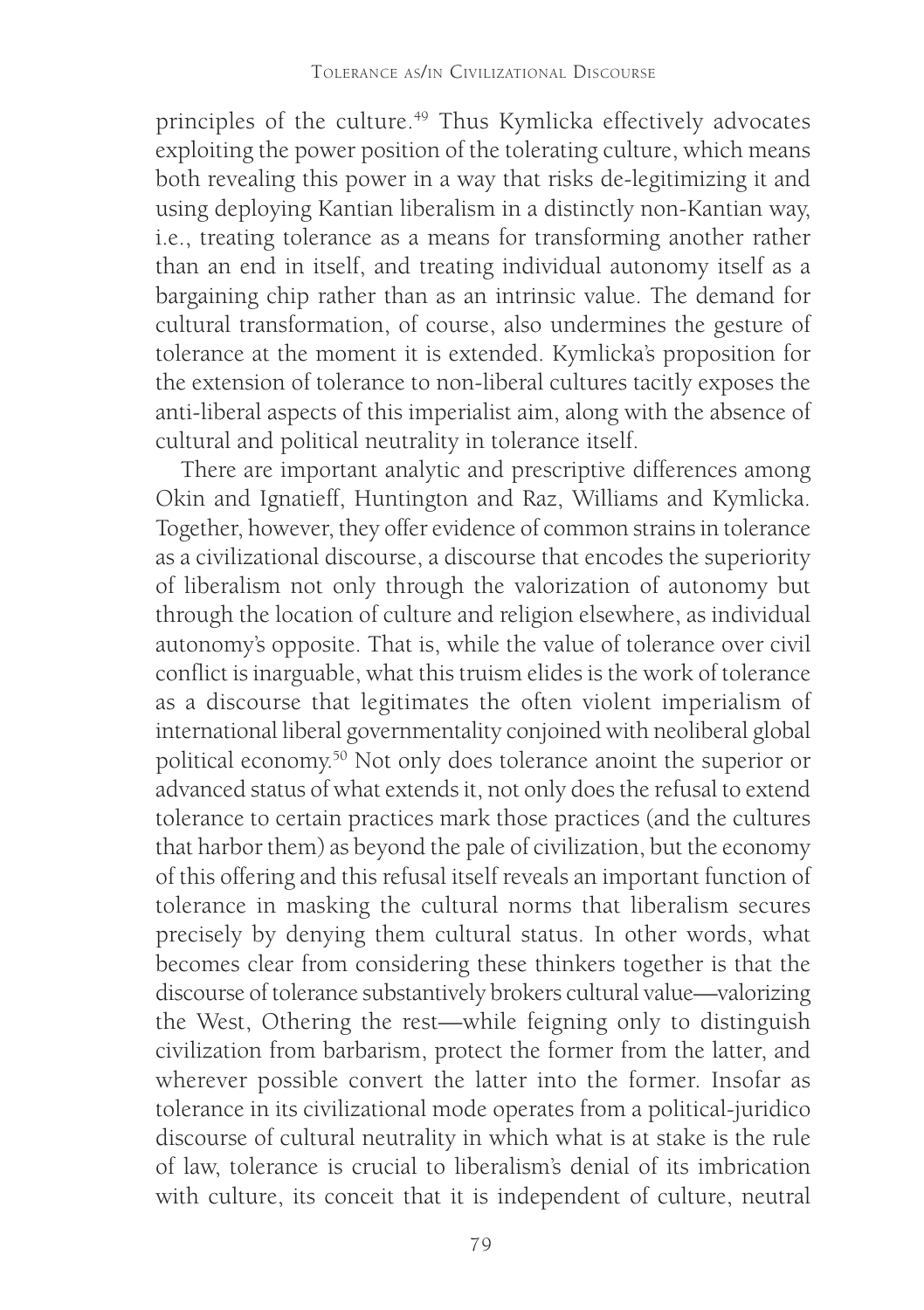principles of the culture.[49] Thus Kymlicka effectively advocates exploiting the power position of the tolerating culture, which means both revealing this power in a way that risks de-legitimizing it and using deploying Kantian liberalism in a distinctly non-Kantian way, i.e., treating tolerance as a means for transforming another rather than an end in itself, and treating individual autonomy itself as a bargaining chip rather than as an intrinsic value. The demand for cultural transformation, of course, also undermines the gesture of tolerance at the moment it is extended. Kymlicka's proposition for the extension of tolerance to non-liberal cultures tacitly exposes the anti-liberal aspects of this imperialist aim, along with the absence of cultural and political neutrality in tolerance itself.

There are important analytic and prescriptive differences among Okin and Ignatieff, Huntington and Raz, Williams and Kymlicka. Together, however, they offer evidence of common strains in tolerance as a civilizational discourse, a discourse that encodes the superiority of liberalism not only through the valorization of autonomy but through the location of culture and religion elsewhere, as individual autonomy's opposite. That is, while the value of tolerance over civil conflict is inarguable, what this truism elides is the work of tolerance as a discourse that legitimates the often violent imperialism of international liberal governmentality conjoined with neoliberal global political economy.[50] Not only does tolerance anoint the superior or advanced status of what extends it, not only does the refusal to extend tolerance to certain practices mark those practices (and the cultures that harbor them) as beyond the pale of civilization, but the economy of this offering and this refusal itself reveals an important function of tolerance in masking the cultural norms that liberalism secures precisely by denying them cultural status. In other words, what becomes clear from considering these thinkers together is that the discourse of tolerance substantively brokers cultural value—valorizing the West, Othering the rest—while feigning only to distinguish civilization from barbarism, protect the former from the latter, and wherever possible convert the latter into the former. Insofar as tolerance in its civilizational mode operates from a political-juridico discourse of cultural neutrality in which what is at stake is the rule of law, tolerance is crucial to liberalism's denial of its imbrication with culture, its conceit that it is independent of culture, neutral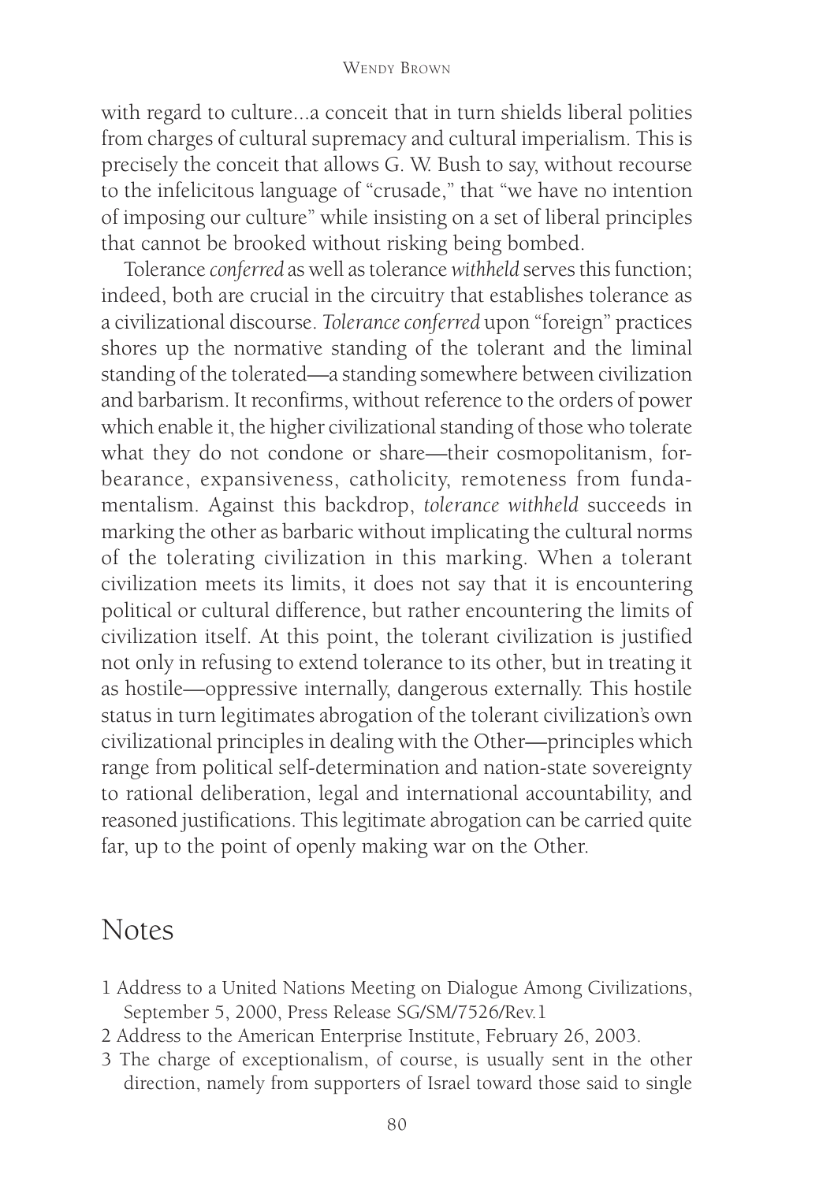with regard to culture...a conceit that in turn shields liberal polities from charges of cultural supremacy and cultural imperialism. This is precisely the conceit that allows G. W. Bush to say, without recourse to the infelicitous language of "crusade," that "we have no intention of imposing our culture" while insisting on a set of liberal principles that cannot be brooked without risking being bombed.

Tolerance *conferred* as well as tolerance *withheld* serves this function; indeed, both are crucial in the circuitry that establishes tolerance as a civilizational discourse. *Tolerance conferred* upon "foreign" practices shores up the normative standing of the tolerant and the liminal standing of the tolerated—a standing somewhere between civilization and barbarism. It reconfirms, without reference to the orders of power which enable it, the higher civilizational standing of those who tolerate what they do not condone or share—their cosmopolitanism, forbearance, expansiveness, catholicity, remoteness from fundamentalism. Against this backdrop, *tolerance withheld* succeeds in marking the other as barbaric without implicating the cultural norms of the tolerating civilization in this marking. When a tolerant civilization meets its limits, it does not say that it is encountering political or cultural difference, but rather encountering the limits of civilization itself. At this point, the tolerant civilization is justified not only in refusing to extend tolerance to its other, but in treating it as hostile—oppressive internally, dangerous externally. This hostile status in turn legitimates abrogation of the tolerant civilization's own civilizational principles in dealing with the Other—principles which range from political self-determination and nation-state sovereignty to rational deliberation, legal and international accountability, and reasoned justifications. This legitimate abrogation can be carried quite far, up to the point of openly making war on the Other.

## Notes

1 Address to a United Nations Meeting on Dialogue Among Civilizations, September 5, 2000, Press Release SG/SM/7526/Rev.1

2 Address to the American Enterprise Institute, February 26, 2003.

3 The charge of exceptionalism, of course, is usually sent in the other direction, namely from supporters of Israel toward those said to single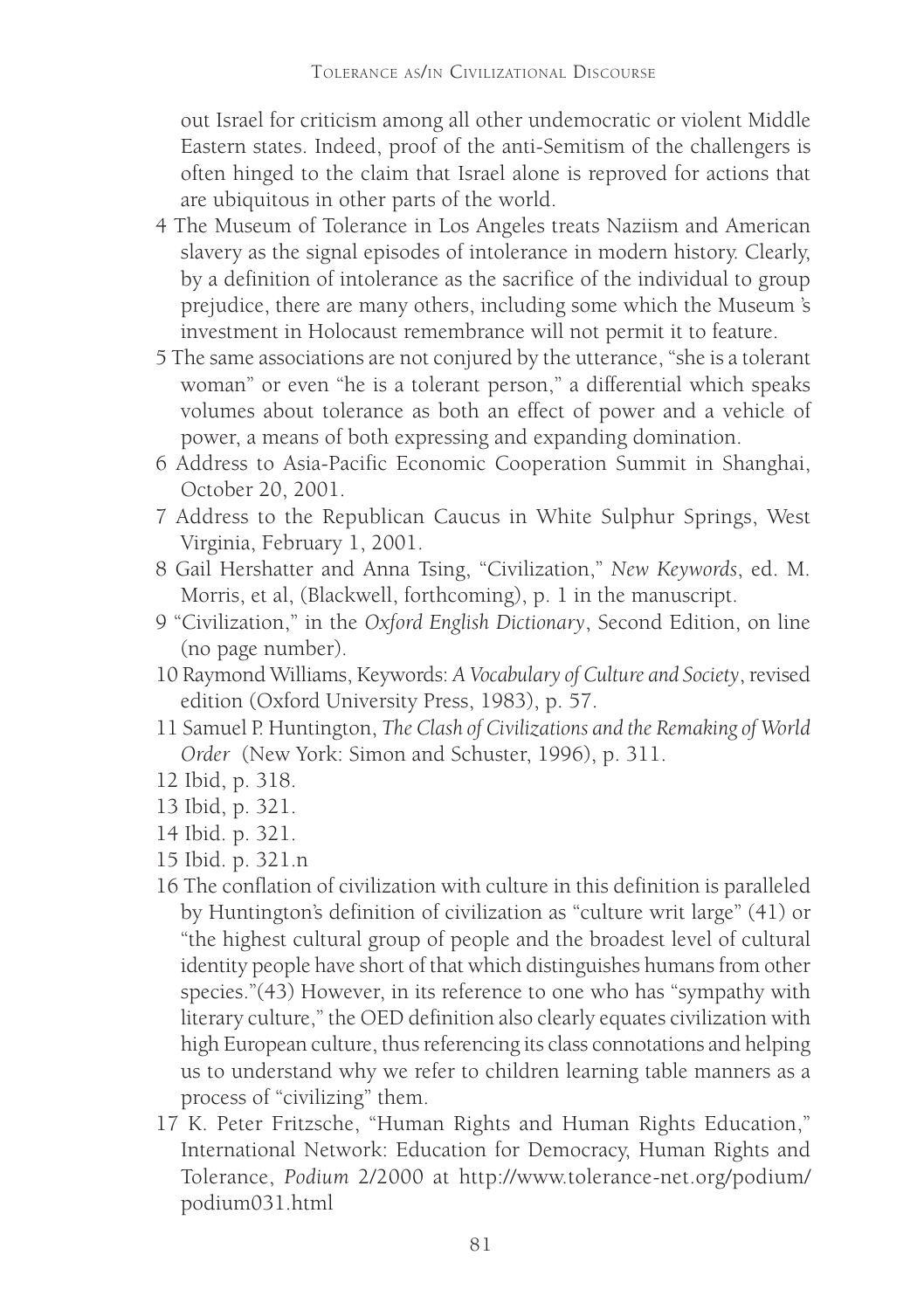out Israel for criticism among all other undemocratic or violent Middle Eastern states. Indeed, proof of the anti-Semitism of the challengers is often hinged to the claim that Israel alone is reproved for actions that are ubiquitous in other parts of the world.

4 The Museum of Tolerance in Los Angeles treats Naziism and American slavery as the signal episodes of intolerance in modern history. Clearly, by a definition of intolerance as the sacrifice of the individual to group prejudice, there are many others, including some which the Museum 's investment in Holocaust remembrance will not permit it to feature.

5 The same associations are not conjured by the utterance, "she is a tolerant woman" or even "he is a tolerant person," a differential which speaks volumes about tolerance as both an effect of power and a vehicle of power, a means of both expressing and expanding domination.

6 Address to Asia-Pacific Economic Cooperation Summit in Shanghai, October 20, 2001.

7 Address to the Republican Caucus in White Sulphur Springs, West Virginia, February 1, 2001.

8 Gail Hershatter and Anna Tsing, "Civilization," *New Keywords*, ed. M. Morris, et al, (Blackwell, forthcoming), p. 1 in the manuscript.

9 "Civilization," in the *Oxford English Dictionary*, Second Edition, on line (no page number).

10 Raymond Williams, Keywords: *A Vocabulary of Culture and Society*, revised edition (Oxford University Press, 1983), p. 57.

11 Samuel P. Huntington, *The Clash of Civilizations and the Remaking of World Order* (New York: Simon and Schuster, 1996), p. 311.

12 Ibid, p. 318.

13 Ibid, p. 321.

14 Ibid. p. 321.

15 Ibid. p. 321.n

16 The conflation of civilization with culture in this definition is paralleled by Huntington's definition of civilization as "culture writ large" (41) or "the highest cultural group of people and the broadest level of cultural identity people have short of that which distinguishes humans from other species."(43) However, in its reference to one who has "sympathy with literary culture," the OED definition also clearly equates civilization with high European culture, thus referencing its class connotations and helping us to understand why we refer to children learning table manners as a process of "civilizing" them.

17 K. Peter Fritzsche, "Human Rights and Human Rights Education," International Network: Education for Democracy, Human Rights and Tolerance, *Podium* 2/2000 at http://www.tolerance-net.org/podium/podium031.html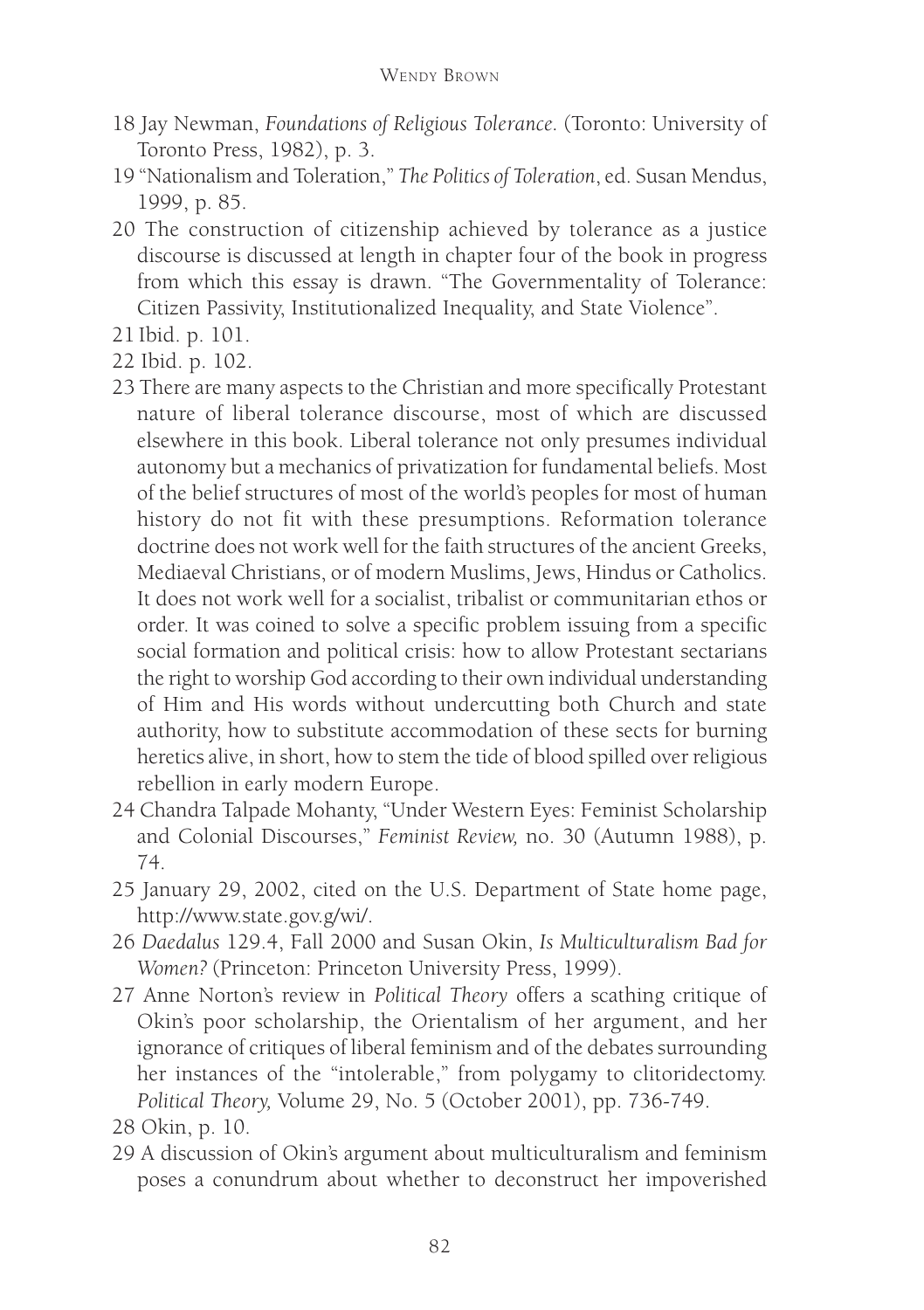18 Jay Newman, *Foundations of Religious Tolerance*. (Toronto: University of Toronto Press, 1982), p. 3.

19 "Nationalism and Toleration," *The Politics of Toleration*, ed. Susan Mendus, 1999, p. 85.

20 The construction of citizenship achieved by tolerance as a justice discourse is discussed at length in chapter four of the book in progress from which this essay is drawn. "The Governmentality of Tolerance: Citizen Passivity, Institutionalized Inequality, and State Violence".

21 Ibid. p. 101.

22 Ibid. p. 102.

23 There are many aspects to the Christian and more specifically Protestant nature of liberal tolerance discourse, most of which are discussed elsewhere in this book. Liberal tolerance not only presumes individual autonomy but a mechanics of privatization for fundamental beliefs. Most of the belief structures of most of the world's peoples for most of human history do not fit with these presumptions. Reformation tolerance doctrine does not work well for the faith structures of the ancient Greeks, Mediaeval Christians, or of modern Muslims, Jews, Hindus or Catholics. It does not work well for a socialist, tribalist or communitarian ethos or order. It was coined to solve a specific problem issuing from a specific social formation and political crisis: how to allow Protestant sectarians the right to worship God according to their own individual understanding of Him and His words without undercutting both Church and state authority, how to substitute accommodation of these sects for burning heretics alive, in short, how to stem the tide of blood spilled over religious rebellion in early modern Europe.

24 Chandra Talpade Mohanty, "Under Western Eyes: Feminist Scholarship and Colonial Discourses," *Feminist Review,* no. 30 (Autumn 1988), p. 74.

25 January 29, 2002, cited on the U.S. Department of State home page, http://www.state.gov.g/wi/.

26 *Daedalus* 129.4, Fall 2000 and Susan Okin, *Is Multiculturalism Bad for Women?* (Princeton: Princeton University Press, 1999).

27 Anne Norton's review in *Political Theory* offers a scathing critique of Okin's poor scholarship, the Orientalism of her argument, and her ignorance of critiques of liberal feminism and of the debates surrounding her instances of the "intolerable," from polygamy to clitoridectomy. *Political Theory,* Volume 29, No. 5 (October 2001), pp. 736-749.

28 Okin, p. 10.

29 A discussion of Okin's argument about multiculturalism and feminism poses a conundrum about whether to deconstruct her impoverished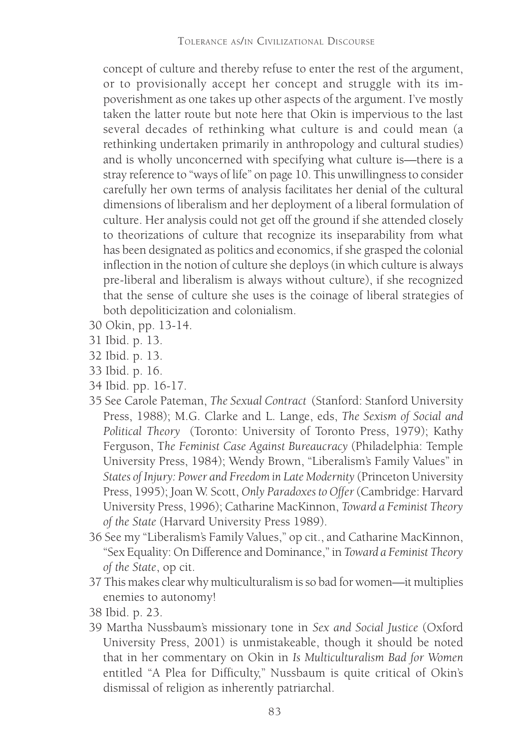concept of culture and thereby refuse to enter the rest of the argument, or to provisionally accept her concept and struggle with its impoverishment as one takes up other aspects of the argument. I've mostly taken the latter route but note here that Okin is impervious to the last several decades of rethinking what culture is and could mean (a rethinking undertaken primarily in anthropology and cultural studies) and is wholly unconcerned with specifying what culture is—there is a stray reference to "ways of life" on page 10. This unwillingness to consider carefully her own terms of analysis facilitates her denial of the cultural dimensions of liberalism and her deployment of a liberal formulation of culture. Her analysis could not get off the ground if she attended closely to theorizations of culture that recognize its inseparability from what has been designated as politics and economics, if she grasped the colonial inflection in the notion of culture she deploys (in which culture is always pre-liberal and liberalism is always without culture), if she recognized that the sense of culture she uses is the coinage of liberal strategies of both depoliticization and colonialism.

30 Okin, pp. 13-14.

31 Ibid. p. 13.

32 Ibid. p. 13.

33 Ibid. p. 16.

34 Ibid. pp. 16-17.

35 See Carole Pateman, *The Sexual Contract* (Stanford: Stanford University Press, 1988); M.G. Clarke and L. Lange, eds, *The Sexism of Social and Political Theory* (Toronto: University of Toronto Press, 1979); Kathy Ferguson, *The Feminist Case Against Bureaucracy* (Philadelphia: Temple University Press, 1984); Wendy Brown, "Liberalism's Family Values" in *States of Injury: Power and Freedom in Late Modernity* (Princeton University Press, 1995); Joan W. Scott, *Only Paradoxes to Offer* (Cambridge: Harvard University Press, 1996); Catharine MacKinnon, *Toward a Feminist Theory of the State* (Harvard University Press 1989).

36 See my "Liberalism's Family Values," op cit., and Catharine MacKinnon, "Sex Equality: On Difference and Dominance," in *Toward a Feminist Theory of the State*, op cit.

37 This makes clear why multiculturalism is so bad for women—it multiplies enemies to autonomy!

38 Ibid. p. 23.

39 Martha Nussbaum's missionary tone in *Sex and Social Justice* (Oxford University Press, 2001) is unmistakeable, though it should be noted that in her commentary on Okin in *Is Multiculturalism Bad for Women* entitled "A Plea for Difficulty," Nussbaum is quite critical of Okin's dismissal of religion as inherently patriarchal.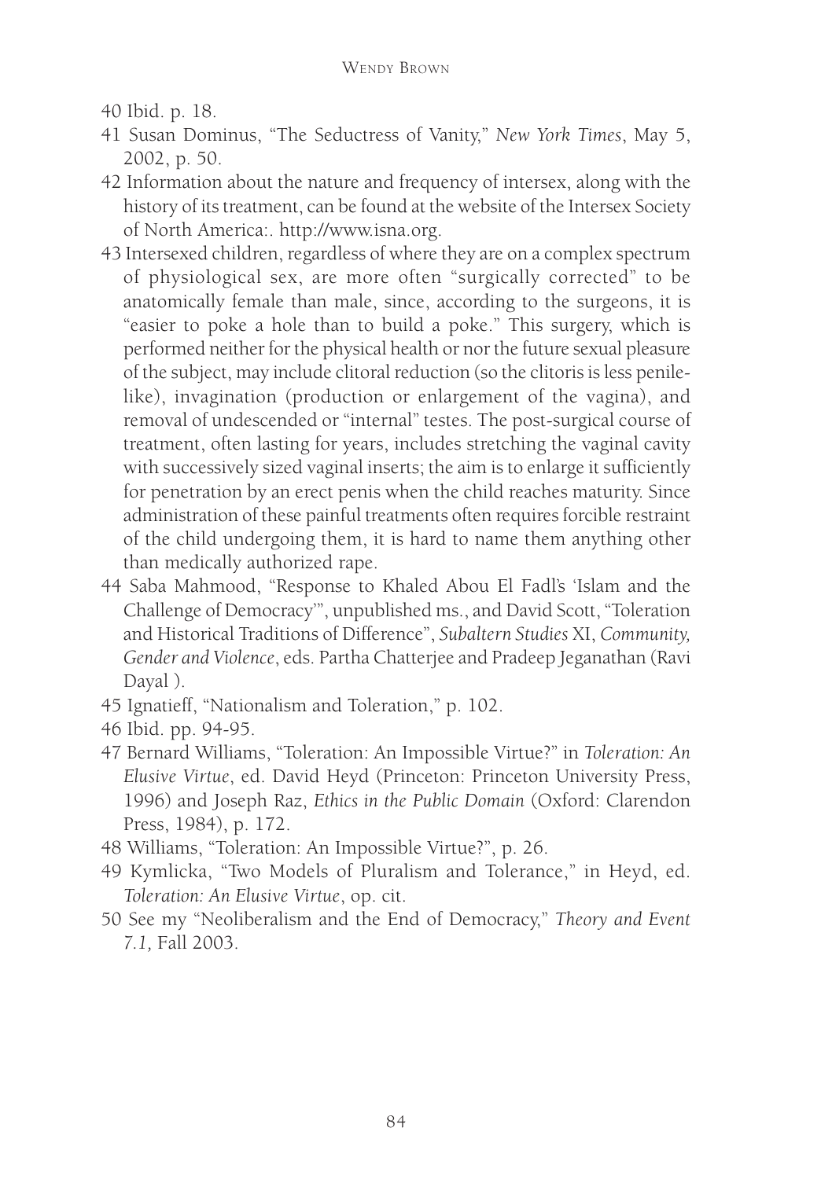40 Ibid. p. 18.

41 Susan Dominus, "The Seductress of Vanity," *New York Times*, May 5, 2002, p. 50.

42 Information about the nature and frequency of intersex, along with the history of its treatment, can be found at the website of the Intersex Society of North America:. http://www.isna.org.

43 Intersexed children, regardless of where they are on a complex spectrum of physiological sex, are more often "surgically corrected" to be anatomically female than male, since, according to the surgeons, it is "easier to poke a hole than to build a poke." This surgery, which is performed neither for the physical health or nor the future sexual pleasure of the subject, may include clitoral reduction (so the clitoris is less penile-like), invagination (production or enlargement of the vagina), and removal of undescended or "internal" testes. The post-surgical course of treatment, often lasting for years, includes stretching the vaginal cavity with successively sized vaginal inserts; the aim is to enlarge it sufficiently for penetration by an erect penis when the child reaches maturity. Since administration of these painful treatments often requires forcible restraint of the child undergoing them, it is hard to name them anything other than medically authorized rape.

44 Saba Mahmood, "Response to Khaled Abou El Fadl's 'Islam and the Challenge of Democracy'", unpublished ms., and David Scott, "Toleration and Historical Traditions of Difference", *Subaltern Studies* XI, *Community, Gender and Violence*, eds. Partha Chatterjee and Pradeep Jeganathan (Ravi Dayal ).

45 Ignatieff, "Nationalism and Toleration," p. 102.

46 Ibid. pp. 94-95.

47 Bernard Williams, "Toleration: An Impossible Virtue?" in *Toleration: An Elusive Virtue*, ed. David Heyd (Princeton: Princeton University Press, 1996) and Joseph Raz, *Ethics in the Public Domain* (Oxford: Clarendon Press, 1984), p. 172.

48 Williams, "Toleration: An Impossible Virtue?", p. 26.

49 Kymlicka, "Two Models of Pluralism and Tolerance," in Heyd, ed. *Toleration: An Elusive Virtue*, op. cit.

50 See my "Neoliberalism and the End of Democracy," *Theory and Event 7.1,* Fall 2003.